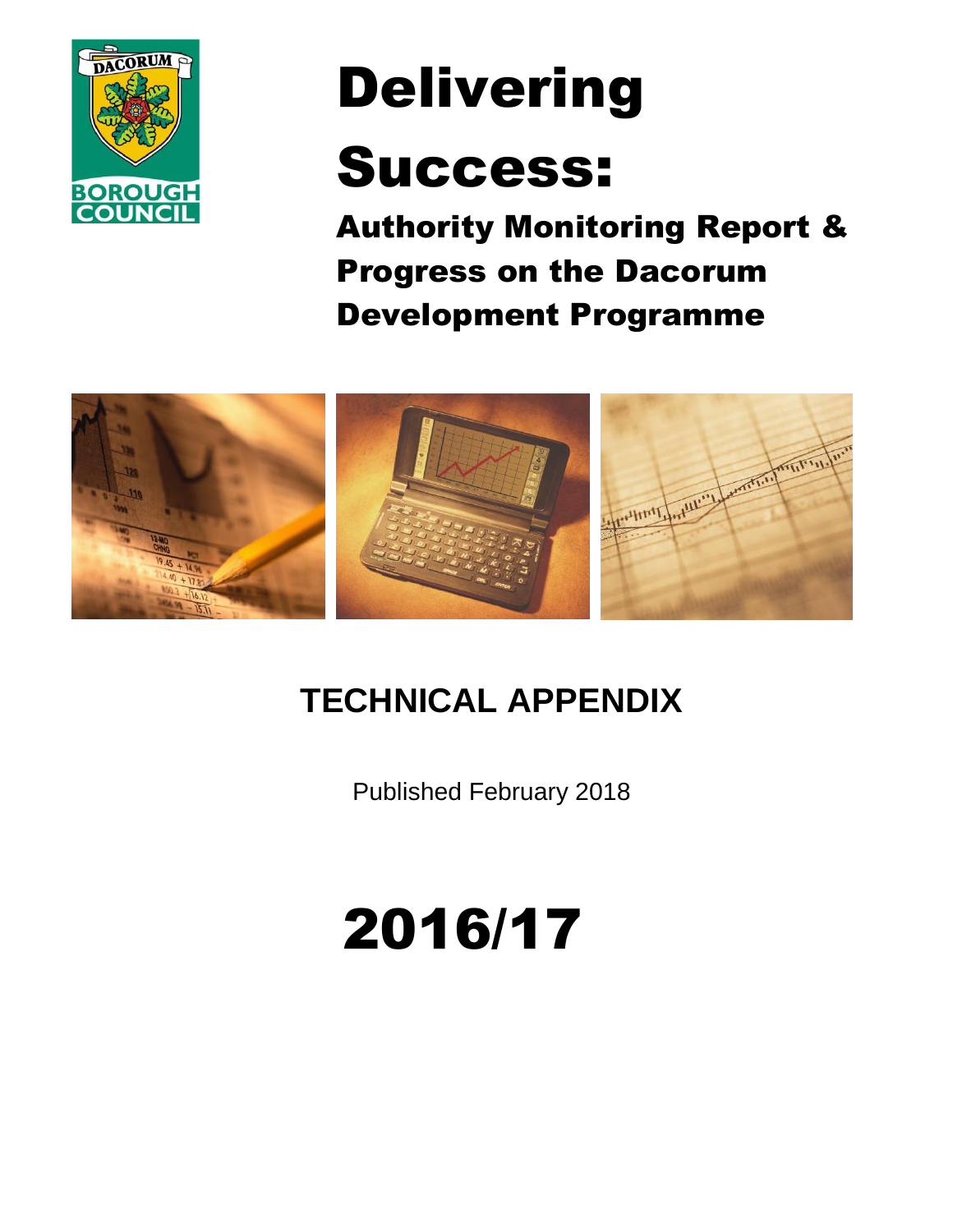# Delivering Success:

## Authority Monitoring Report & Progress on the Dacorum Development Programme

## TECHNICAL APPENDIX

Published February 2018

# 2016/17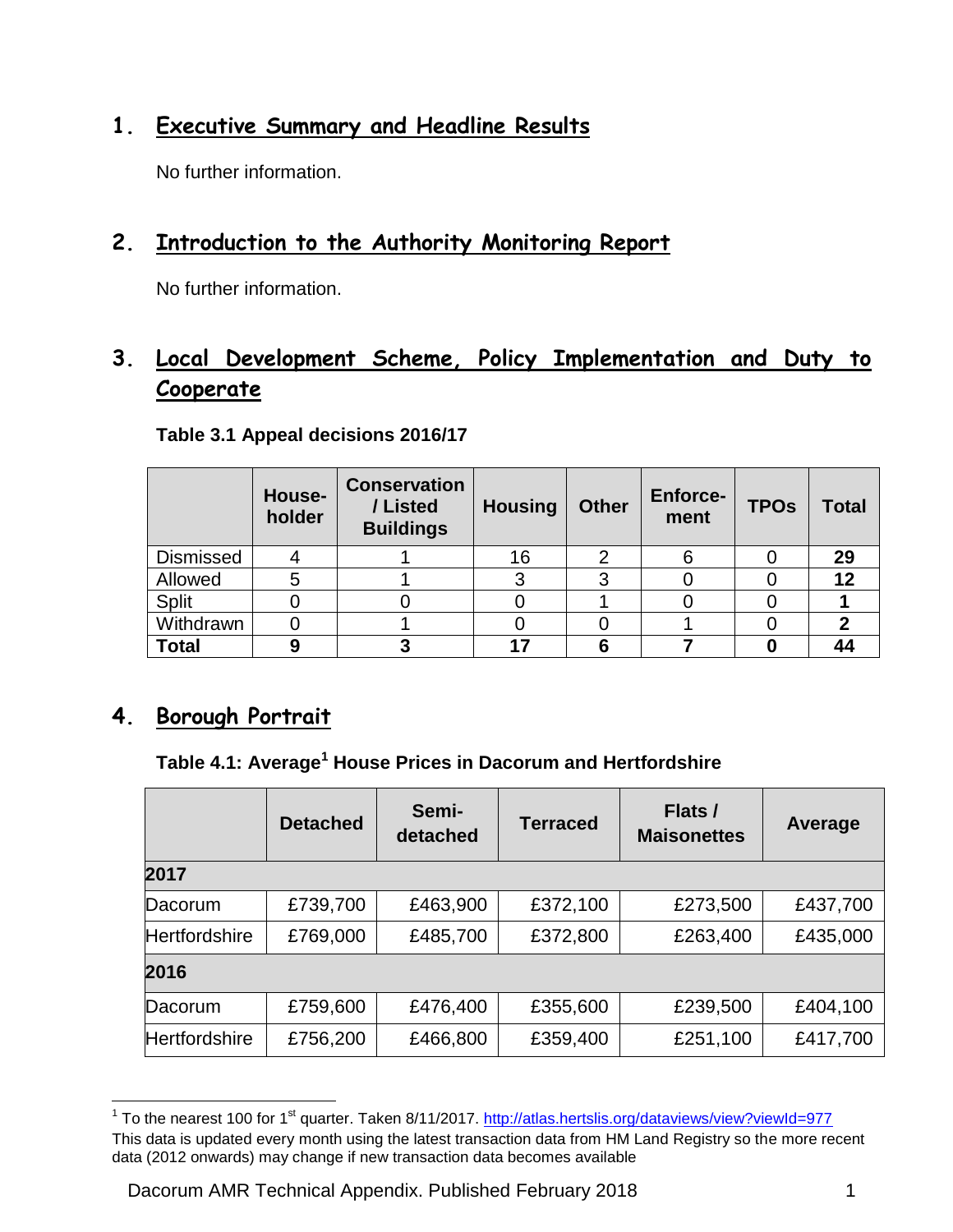## 1. Executive Summary and Headline Results

No further information.

## 2. Introduction to the Authority Monitoring Report

No further information.

## 3. Local Development Scheme, Policy Implementation and Duty to Cooperate

**Table 3.1 Appeal decisions 2016/17**

| | House-holder | Conservation / Listed Buildings | Housing | Other | Enforce-ment | TPOs | Total |
|---|---|---|---|---|---|---|---|
| Dismissed | 4 | 1 | 16 | 2 | 6 | 0 | **29** |
| Allowed | 5 | 1 | 3 | 3 | 0 | 0 | **12** |
| Split | 0 | 0 | 0 | 1 | 0 | 0 | **1** |
| Withdrawn | 0 | 1 | 0 | 0 | 1 | 0 | **2** |
| **Total** | **9** | **3** | **17** | **6** | **7** | **0** | **44** |

## 4. Borough Portrait

**Table 4.1: Average[1] House Prices in Dacorum and Hertfordshire**

| | Detached | Semi-detached | Terraced | Flats / Maisonettes | Average |
|---|---|---|---|---|---|
| **2017** | | | | | |
| Dacorum | £739,700 | £463,900 | £372,100 | £273,500 | £437,700 |
| Hertfordshire | £769,000 | £485,700 | £372,800 | £263,400 | £435,000 |
| **2016** | | | | | |
| Dacorum | £759,600 | £476,400 | £355,600 | £239,500 | £404,100 |
| Hertfordshire | £756,200 | £466,800 | £359,400 | £251,100 | £417,700 |

[1] To the nearest 100 for 1st quarter. Taken 8/11/2017. http://atlas.hertslis.org/dataviews/view?viewId=977
This data is updated every month using the latest transaction data from HM Land Registry so the more recent data (2012 onwards) may change if new transaction data becomes available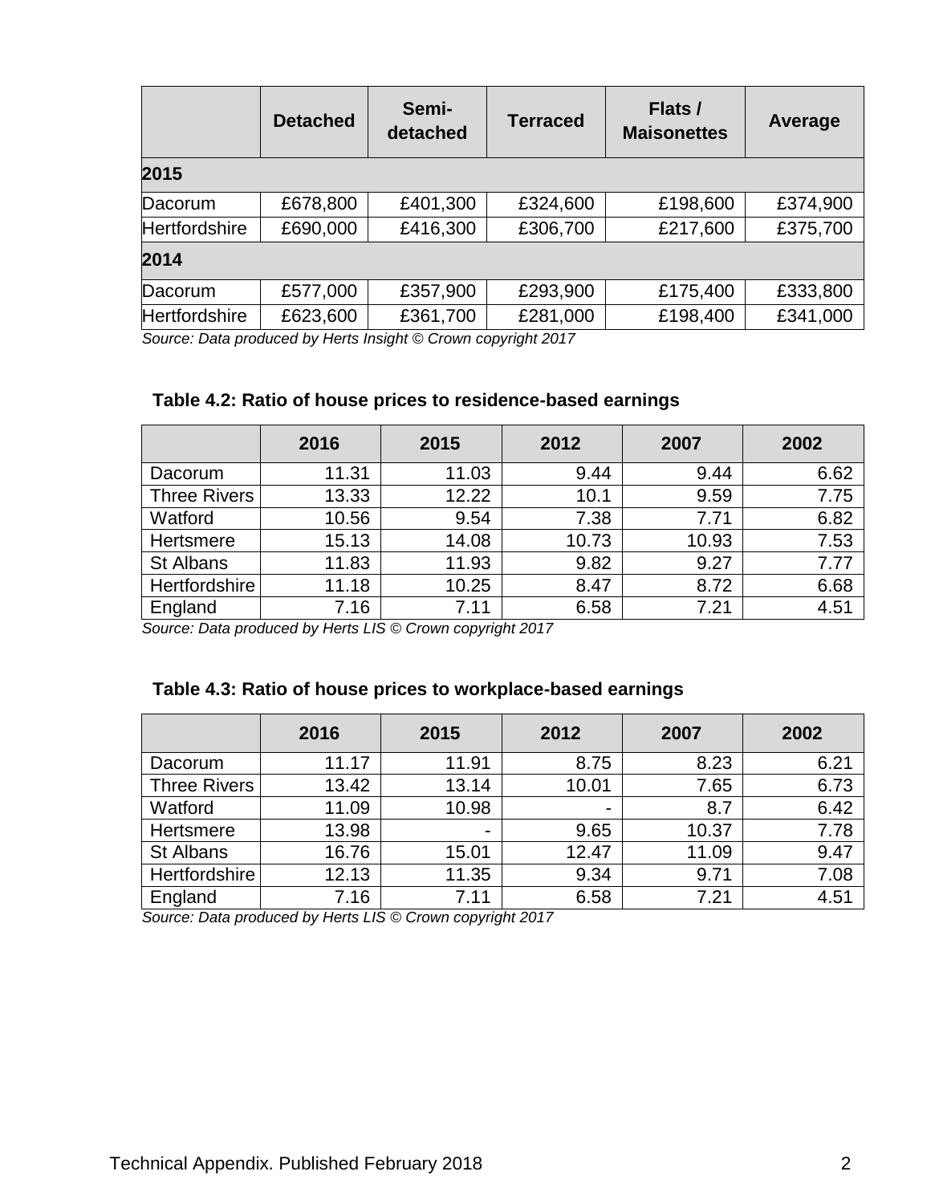| | Detached | Semi-detached | Terraced | Flats / Maisonettes | Average |
|---|---|---|---|---|---|
| **2015** | | | | | |
| Dacorum | £678,800 | £401,300 | £324,600 | £198,600 | £374,900 |
| Hertfordshire | £690,000 | £416,300 | £306,700 | £217,600 | £375,700 |
| **2014** | | | | | |
| Dacorum | £577,000 | £357,900 | £293,900 | £175,400 | £333,800 |
| Hertfordshire | £623,600 | £361,700 | £281,000 | £198,400 | £341,000 |

*Source: Data produced by Herts Insight © Crown copyright 2017*

**Table 4.2: Ratio of house prices to residence-based earnings**

| | 2016 | 2015 | 2012 | 2007 | 2002 |
|---|---|---|---|---|---|
| Dacorum | 11.31 | 11.03 | 9.44 | 9.44 | 6.62 |
| Three Rivers | 13.33 | 12.22 | 10.1 | 9.59 | 7.75 |
| Watford | 10.56 | 9.54 | 7.38 | 7.71 | 6.82 |
| Hertsmere | 15.13 | 14.08 | 10.73 | 10.93 | 7.53 |
| St Albans | 11.83 | 11.93 | 9.82 | 9.27 | 7.77 |
| Hertfordshire | 11.18 | 10.25 | 8.47 | 8.72 | 6.68 |
| England | 7.16 | 7.11 | 6.58 | 7.21 | 4.51 |

*Source: Data produced by Herts LIS © Crown copyright 2017*

**Table 4.3: Ratio of house prices to workplace-based earnings**

| | 2016 | 2015 | 2012 | 2007 | 2002 |
|---|---|---|---|---|---|
| Dacorum | 11.17 | 11.91 | 8.75 | 8.23 | 6.21 |
| Three Rivers | 13.42 | 13.14 | 10.01 | 7.65 | 6.73 |
| Watford | 11.09 | 10.98 | - | 8.7 | 6.42 |
| Hertsmere | 13.98 | - | 9.65 | 10.37 | 7.78 |
| St Albans | 16.76 | 15.01 | 12.47 | 11.09 | 9.47 |
| Hertfordshire | 12.13 | 11.35 | 9.34 | 9.71 | 7.08 |
| England | 7.16 | 7.11 | 6.58 | 7.21 | 4.51 |

*Source: Data produced by Herts LIS © Crown copyright 2017*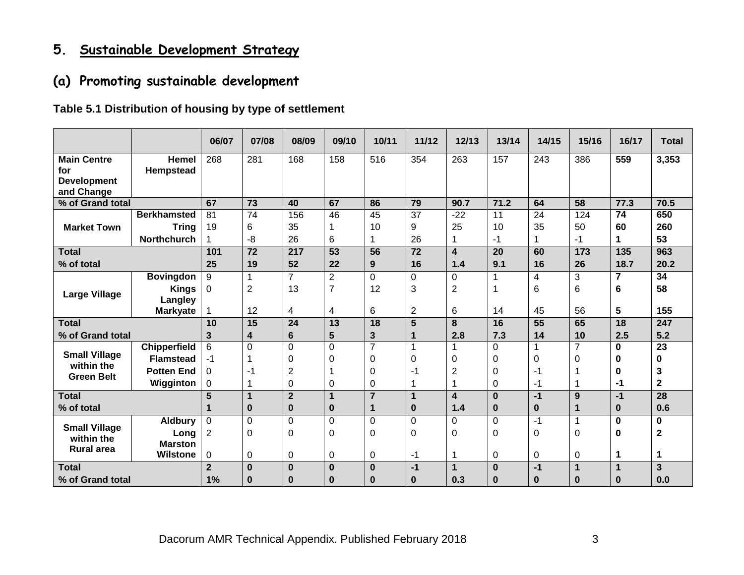## 5. Sustainable Development Strategy

### (a) Promoting sustainable development

**Table 5.1 Distribution of housing by type of settlement**

| | | 06/07 | 07/08 | 08/09 | 09/10 | 10/11 | 11/12 | 12/13 | 13/14 | 14/15 | 15/16 | 16/17 | Total |
|---|---|---|---|---|---|---|---|---|---|---|---|---|---|
| **Main Centre for Development and Change** | **Hemel Hempstead** | 268 | 281 | 168 | 158 | 516 | 354 | 263 | 157 | 243 | 386 | **559** | **3,353** |
| **% of Grand total** | | **67** | **73** | **40** | **67** | **86** | **79** | **90.7** | **71.2** | **64** | **58** | **77.3** | **70.5** |
| **Market Town** | **Berkhamsted** | 81 | 74 | 156 | 46 | 45 | 37 | -22 | 11 | 24 | 124 | **74** | **650** |
| | **Tring** | 19 | 6 | 35 | 1 | 10 | 9 | 25 | 10 | 35 | 50 | **60** | **260** |
| | **Northchurch** | 1 | -8 | 26 | 6 | 1 | 26 | 1 | -1 | 1 | -1 | **1** | **53** |
| **Total** | | **101** | **72** | **217** | **53** | **56** | **72** | **4** | **20** | **60** | **173** | **135** | **963** |
| **% of total** | | **25** | **19** | **52** | **22** | **9** | **16** | **1.4** | **9.1** | **16** | **26** | **18.7** | **20.2** |
| **Large Village** | **Bovingdon** | 9 | 1 | 7 | 2 | 0 | 0 | 0 | 1 | 4 | 3 | **7** | **34** |
| | **Kings Langley** | 0 | 2 | 13 | 7 | 12 | 3 | 2 | 1 | 6 | 6 | **6** | **58** |
| | **Markyate** | 1 | 12 | 4 | 4 | 6 | 2 | 6 | 14 | 45 | 56 | **5** | **155** |
| **Total** | | **10** | **15** | **24** | **13** | **18** | **5** | **8** | **16** | **55** | **65** | **18** | **247** |
| **% of Grand total** | | **3** | **4** | **6** | **5** | **3** | **1** | **2.8** | **7.3** | **14** | **10** | **2.5** | **5.2** |
| **Small Village within the Green Belt** | **Chipperfield** | 6 | 0 | 0 | 0 | 7 | 1 | 1 | 0 | 1 | 7 | **0** | **23** |
| | **Flamstead** | -1 | 1 | 0 | 0 | 0 | 0 | 0 | 0 | 0 | 0 | **0** | **0** |
| | **Potten End** | 0 | -1 | 2 | 1 | 0 | -1 | 2 | 0 | -1 | 1 | **0** | **3** |
| | **Wigginton** | 0 | 1 | 0 | 0 | 0 | 1 | 1 | 0 | -1 | 1 | **-1** | **2** |
| **Total** | | **5** | **1** | **2** | **1** | **7** | **1** | **4** | **0** | **-1** | **9** | **-1** | **28** |
| **% of total** | | **1** | **0** | **0** | **0** | **1** | **0** | **1.4** | **0** | **0** | **1** | **0** | **0.6** |
| **Small Village within the Rural area** | **Aldbury** | 0 | 0 | 0 | 0 | 0 | 0 | 0 | 0 | -1 | 1 | **0** | **0** |
| | **Long Marston** | 2 | 0 | 0 | 0 | 0 | 0 | 0 | 0 | 0 | 0 | **0** | **2** |
| | **Wilstone** | 0 | 0 | 0 | 0 | 0 | -1 | 1 | 0 | 0 | 0 | **1** | **1** |
| **Total** | | **2** | **0** | **0** | **0** | **0** | **-1** | **1** | **0** | **-1** | **1** | **1** | **3** |
| **% of Grand total** | | **1%** | **0** | **0** | **0** | **0** | **0** | **0.3** | **0** | **0** | **0** | **0** | **0.0** |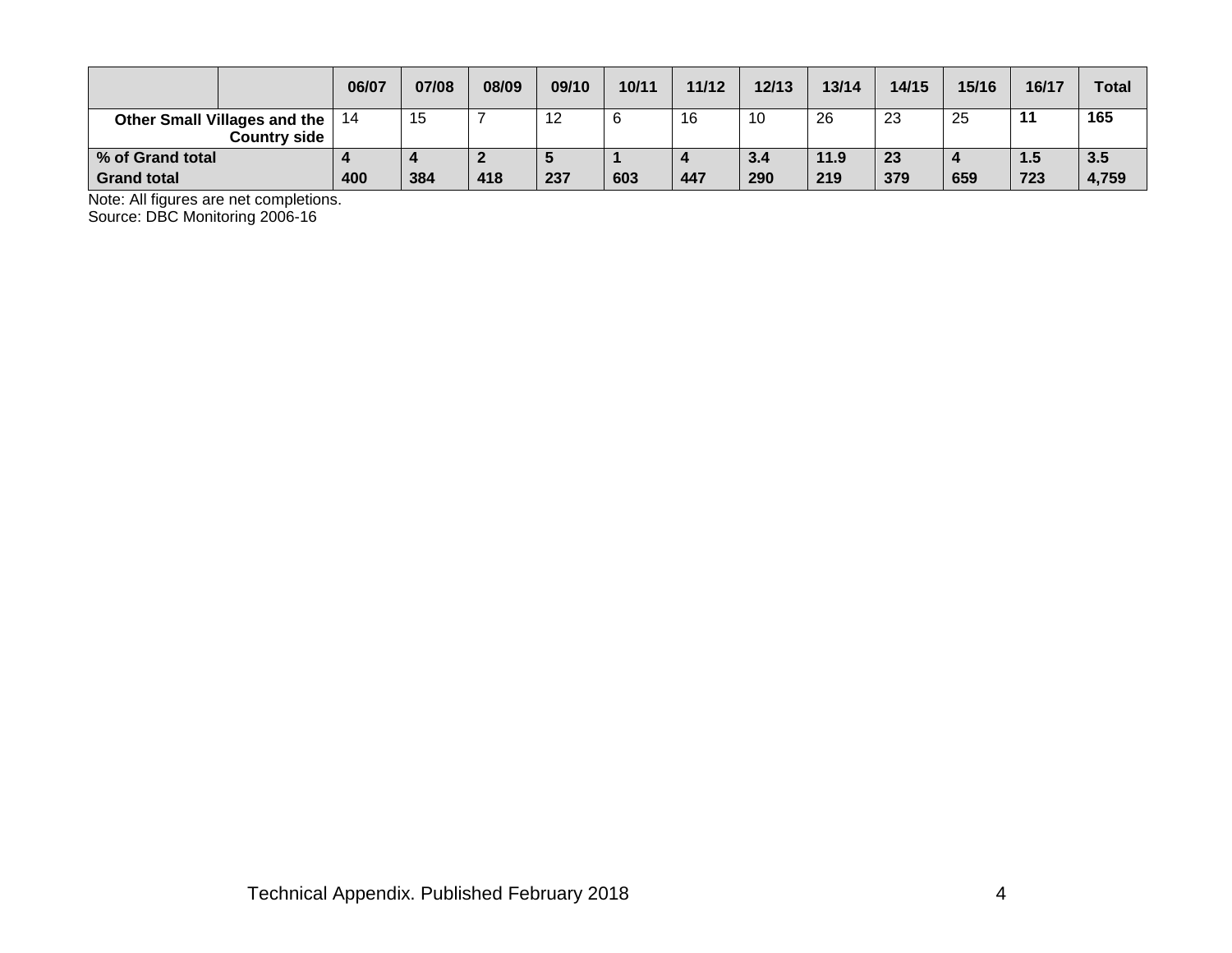| | | 06/07 | 07/08 | 08/09 | 09/10 | 10/11 | 11/12 | 12/13 | 13/14 | 14/15 | 15/16 | 16/17 | Total |
|---|---|---|---|---|---|---|---|---|---|---|---|---|---|
| **Other Small Villages and the Country side** | | 14 | 15 | 7 | 12 | 6 | 16 | 10 | 26 | 23 | 25 | **11** | **165** |
| **% of Grand total** | | **4** | **4** | **2** | **5** | **1** | **4** | **3.4** | **11.9** | **23** | **4** | **1.5** | **3.5** |
| **Grand total** | | **400** | **384** | **418** | **237** | **603** | **447** | **290** | **219** | **379** | **659** | **723** | **4,759** |

Note: All figures are net completions.
Source: DBC Monitoring 2006-16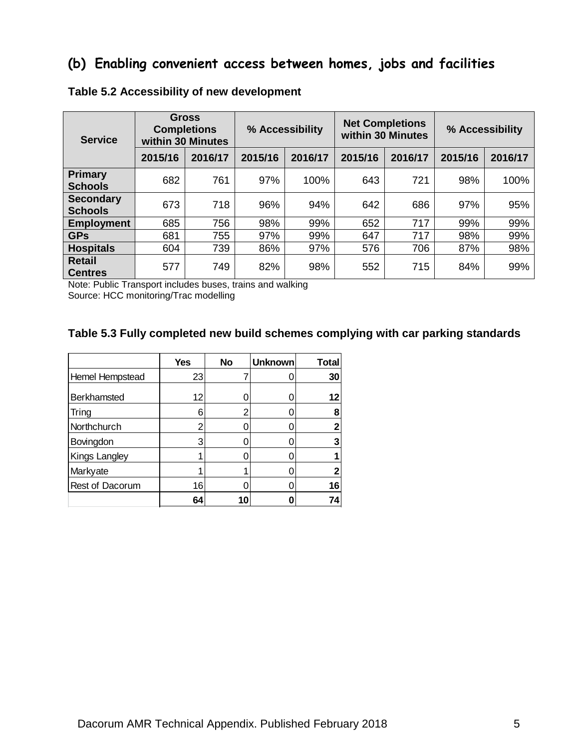## (b) Enabling convenient access between homes, jobs and facilities

**Table 5.2 Accessibility of new development**

| Service | Gross Completions within 30 Minutes | | % Accessibility | | Net Completions within 30 Minutes | | % Accessibility | |
|---|---|---|---|---|---|---|---|---|
| | 2015/16 | 2016/17 | 2015/16 | 2016/17 | 2015/16 | 2016/17 | 2015/16 | 2016/17 |
| Primary Schools | 682 | 761 | 97% | 100% | 643 | 721 | 98% | 100% |
| Secondary Schools | 673 | 718 | 96% | 94% | 642 | 686 | 97% | 95% |
| Employment | 685 | 756 | 98% | 99% | 652 | 717 | 99% | 99% |
| GPs | 681 | 755 | 97% | 99% | 647 | 717 | 98% | 99% |
| Hospitals | 604 | 739 | 86% | 97% | 576 | 706 | 87% | 98% |
| Retail Centres | 577 | 749 | 82% | 98% | 552 | 715 | 84% | 99% |

Note: Public Transport includes buses, trains and walking
Source: HCC monitoring/Trac modelling

**Table 5.3 Fully completed new build schemes complying with car parking standards**

| | Yes | No | Unknown | Total |
|---|---|---|---|---|
| Hemel Hempstead | 23 | 7 | 0 | **30** |
| Berkhamsted | 12 | 0 | 0 | **12** |
| Tring | 6 | 2 | 0 | **8** |
| Northchurch | 2 | 0 | 0 | **2** |
| Bovingdon | 3 | 0 | 0 | **3** |
| Kings Langley | 1 | 0 | 0 | **1** |
| Markyate | 1 | 1 | 0 | **2** |
| Rest of Dacorum | 16 | 0 | 0 | **16** |
| | **64** | **10** | **0** | **74** |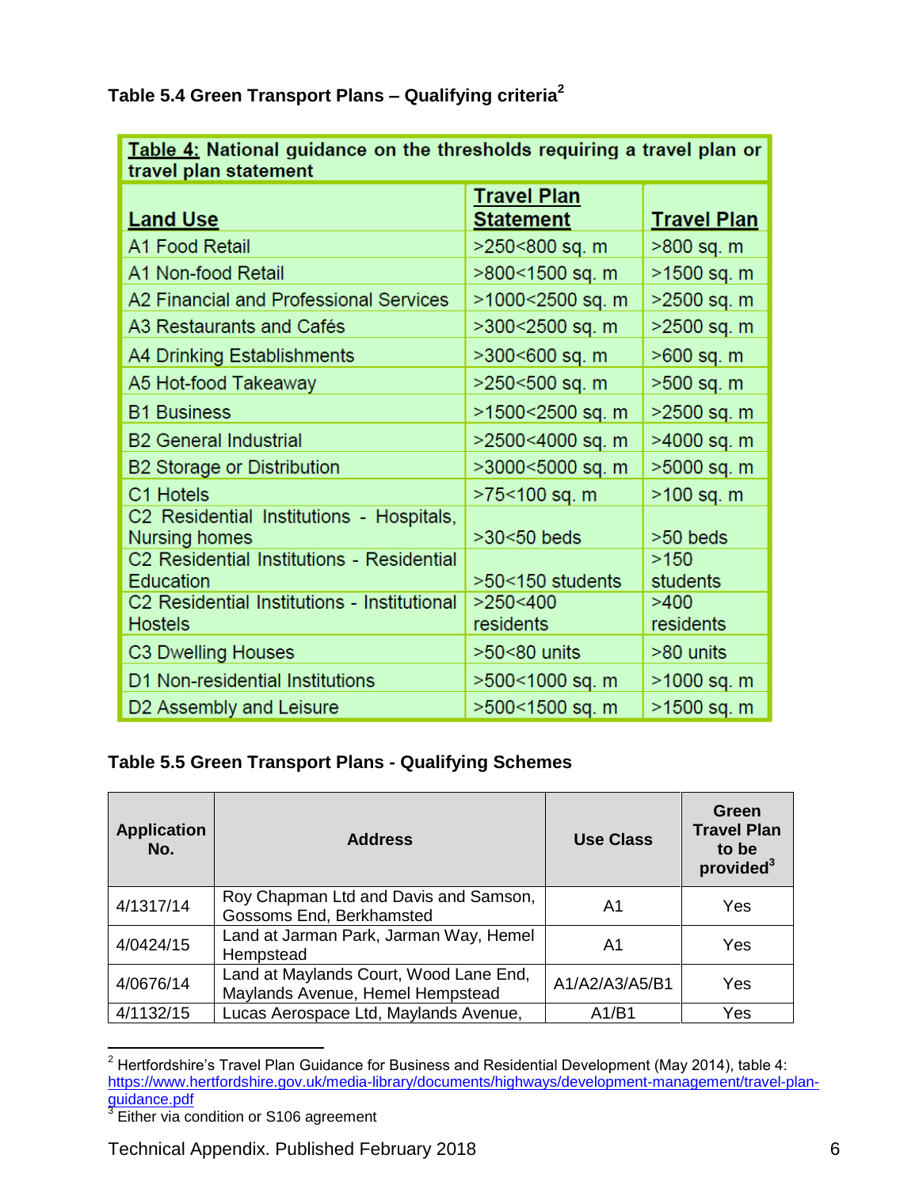**Table 5.4 Green Transport Plans – Qualifying criteria[2]**

| Table 4: National guidance on the thresholds requiring a travel plan or travel plan statement | | |
|---|---|---|
| **Land Use** | **Travel Plan Statement** | **Travel Plan** |
| A1 Food Retail | >250<800 sq. m | >800 sq. m |
| A1 Non-food Retail | >800<1500 sq. m | >1500 sq. m |
| A2 Financial and Professional Services | >1000<2500 sq. m | >2500 sq. m |
| A3 Restaurants and Cafés | >300<2500 sq. m | >2500 sq. m |
| A4 Drinking Establishments | >300<600 sq. m | >600 sq. m |
| A5 Hot-food Takeaway | >250<500 sq. m | >500 sq. m |
| B1 Business | >1500<2500 sq. m | >2500 sq. m |
| B2 General Industrial | >2500<4000 sq. m | >4000 sq. m |
| B2 Storage or Distribution | >3000<5000 sq. m | >5000 sq. m |
| C1 Hotels | >75<100 sq. m | >100 sq. m |
| C2 Residential Institutions - Hospitals, Nursing homes | >30<50 beds | >50 beds |
| C2 Residential Institutions - Residential Education | >50<150 students | >150 students |
| C2 Residential Institutions - Institutional Hostels | >250<400 residents | >400 residents |
| C3 Dwelling Houses | >50<80 units | >80 units |
| D1 Non-residential Institutions | >500<1000 sq. m | >1000 sq. m |
| D2 Assembly and Leisure | >500<1500 sq. m | >1500 sq. m |

**Table 5.5 Green Transport Plans - Qualifying Schemes**

| Application No. | Address | Use Class | Green Travel Plan to be provided[3] |
|---|---|---|---|
| 4/1317/14 | Roy Chapman Ltd and Davis and Samson, Gossoms End, Berkhamsted | A1 | Yes |
| 4/0424/15 | Land at Jarman Park, Jarman Way, Hemel Hempstead | A1 | Yes |
| 4/0676/14 | Land at Maylands Court, Wood Lane End, Maylands Avenue, Hemel Hempstead | A1/A2/A3/A5/B1 | Yes |
| 4/1132/15 | Lucas Aerospace Ltd, Maylands Avenue, | A1/B1 | Yes |

[2] Hertfordshire's Travel Plan Guidance for Business and Residential Development (May 2014), table 4: https://www.hertfordshire.gov.uk/media-library/documents/highways/development-management/travel-plan-guidance.pdf

[3] Either via condition or S106 agreement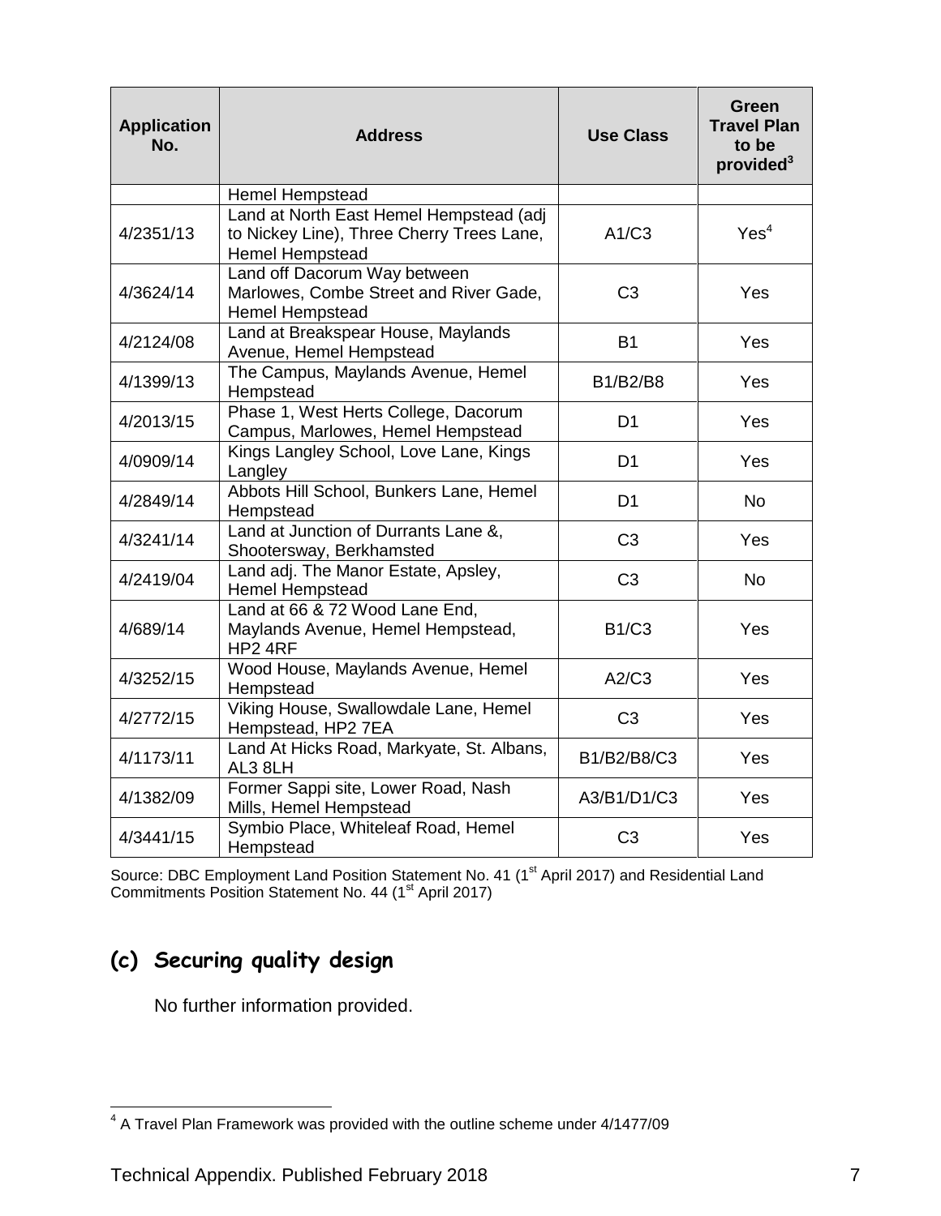| Application No. | Address | Use Class | Green Travel Plan to be provided[3] |
|---|---|---|---|
| | Hemel Hempstead | | |
| 4/2351/13 | Land at North East Hemel Hempstead (adj to Nickey Line), Three Cherry Trees Lane, Hemel Hempstead | A1/C3 | Yes[4] |
| 4/3624/14 | Land off Dacorum Way between Marlowes, Combe Street and River Gade, Hemel Hempstead | C3 | Yes |
| 4/2124/08 | Land at Breakspear House, Maylands Avenue, Hemel Hempstead | B1 | Yes |
| 4/1399/13 | The Campus, Maylands Avenue, Hemel Hempstead | B1/B2/B8 | Yes |
| 4/2013/15 | Phase 1, West Herts College, Dacorum Campus, Marlowes, Hemel Hempstead | D1 | Yes |
| 4/0909/14 | Kings Langley School, Love Lane, Kings Langley | D1 | Yes |
| 4/2849/14 | Abbots Hill School, Bunkers Lane, Hemel Hempstead | D1 | No |
| 4/3241/14 | Land at Junction of Durrants Lane &, Shootersway, Berkhamsted | C3 | Yes |
| 4/2419/04 | Land adj. The Manor Estate, Apsley, Hemel Hempstead | C3 | No |
| 4/689/14 | Land at 66 & 72 Wood Lane End, Maylands Avenue, Hemel Hempstead, HP2 4RF | B1/C3 | Yes |
| 4/3252/15 | Wood House, Maylands Avenue, Hemel Hempstead | A2/C3 | Yes |
| 4/2772/15 | Viking House, Swallowdale Lane, Hemel Hempstead, HP2 7EA | C3 | Yes |
| 4/1173/11 | Land At Hicks Road, Markyate, St. Albans, AL3 8LH | B1/B2/B8/C3 | Yes |
| 4/1382/09 | Former Sappi site, Lower Road, Nash Mills, Hemel Hempstead | A3/B1/D1/C3 | Yes |
| 4/3441/15 | Symbio Place, Whiteleaf Road, Hemel Hempstead | C3 | Yes |

Source: DBC Employment Land Position Statement No. 41 (1st April 2017) and Residential Land Commitments Position Statement No. 44 (1st April 2017)

## (c) Securing quality design

No further information provided.

[4] A Travel Plan Framework was provided with the outline scheme under 4/1477/09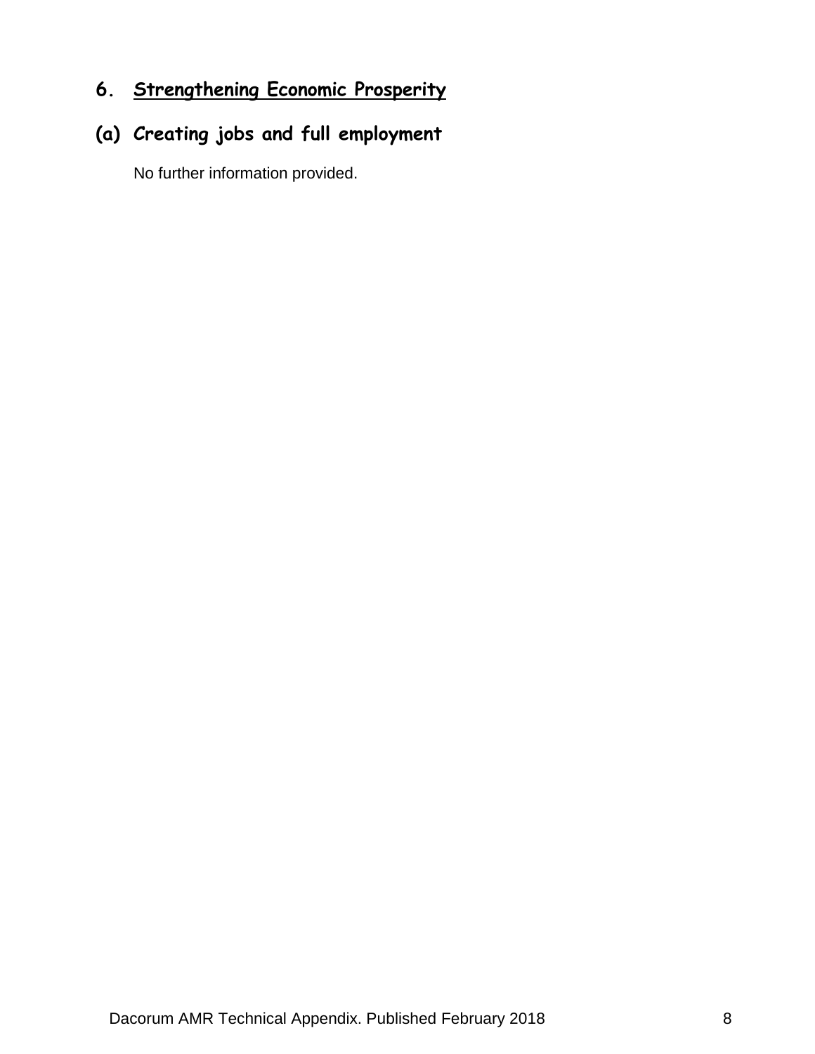# 6. Strengthening Economic Prosperity

## (a) Creating jobs and full employment

No further information provided.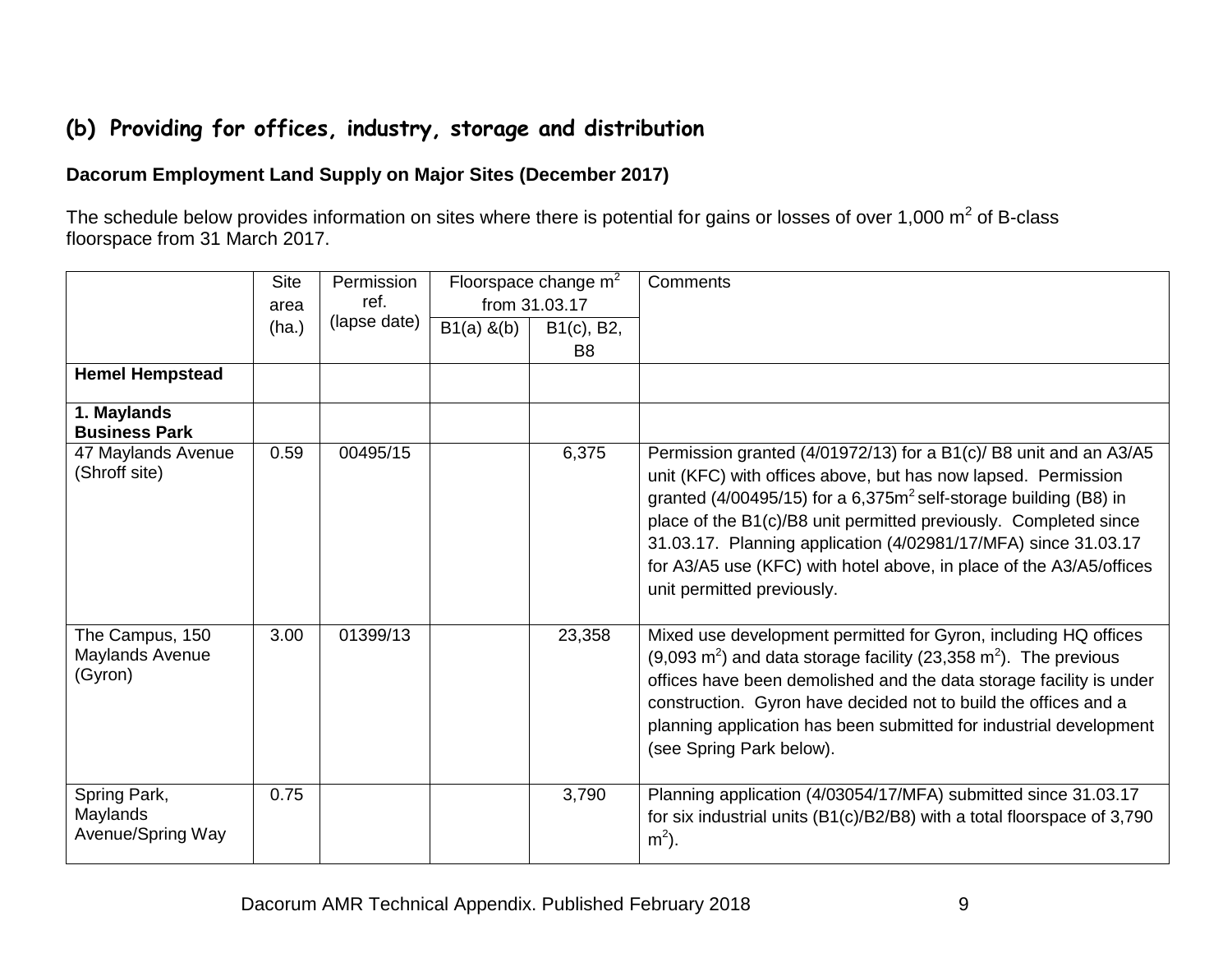## (b) Providing for offices, industry, storage and distribution

**Dacorum Employment Land Supply on Major Sites (December 2017)**

The schedule below provides information on sites where there is potential for gains or losses of over 1,000 m$^2$ of B-class floorspace from 31 March 2017.

| | Site area (ha.) | Permission ref. (lapse date) | Floorspace change m$^2$ from 31.03.17 | | Comments |
|---|---|---|---|---|---|
| | | | B1(a) &(b) | B1(c), B2, B8 | |
| **Hemel Hempstead** | | | | | |
| **1. Maylands Business Park** | | | | | |
| 47 Maylands Avenue (Shroff site) | 0.59 | 00495/15 | | 6,375 | Permission granted (4/01972/13) for a B1(c)/ B8 unit and an A3/A5 unit (KFC) with offices above, but has now lapsed. Permission granted (4/00495/15) for a 6,375m$^2$ self-storage building (B8) in place of the B1(c)/B8 unit permitted previously. Completed since 31.03.17. Planning application (4/02981/17/MFA) since 31.03.17 for A3/A5 use (KFC) with hotel above, in place of the A3/A5/offices unit permitted previously. |
| The Campus, 150 Maylands Avenue (Gyron) | 3.00 | 01399/13 | | 23,358 | Mixed use development permitted for Gyron, including HQ offices (9,093 m$^2$) and data storage facility (23,358 m$^2$). The previous offices have been demolished and the data storage facility is under construction. Gyron have decided not to build the offices and a planning application has been submitted for industrial development (see Spring Park below). |
| Spring Park, Maylands Avenue/Spring Way | 0.75 | | | 3,790 | Planning application (4/03054/17/MFA) submitted since 31.03.17 for six industrial units (B1(c)/B2/B8) with a total floorspace of 3,790 m$^2$). |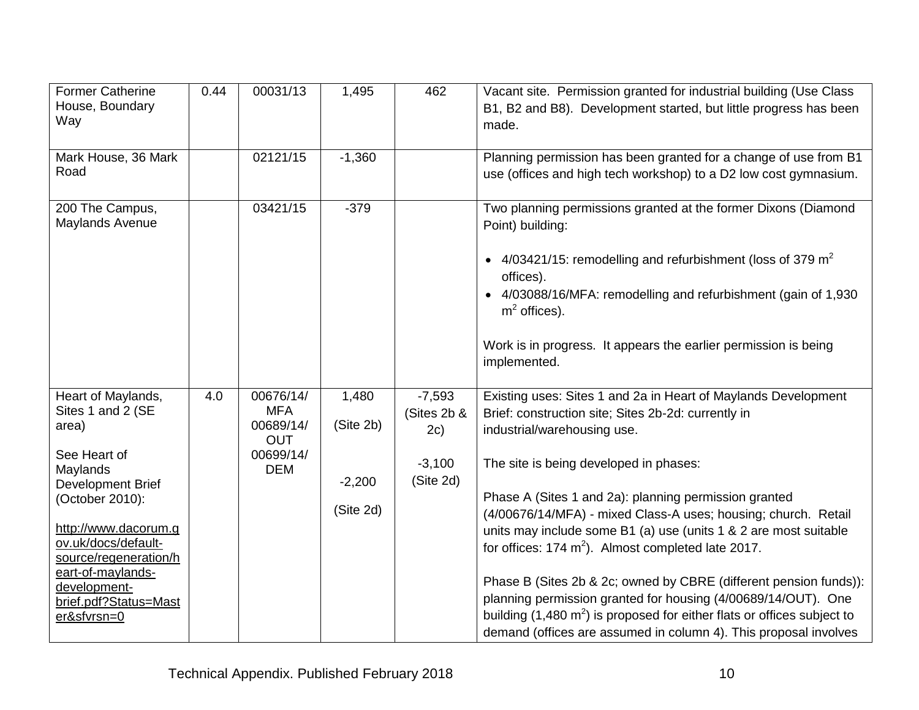| | | | | | |
|---|---|---|---|---|---|
| Former Catherine House, Boundary Way | 0.44 | 00031/13 | 1,495 | 462 | Vacant site. Permission granted for industrial building (Use Class B1, B2 and B8). Development started, but little progress has been made. |
| Mark House, 36 Mark Road | | 02121/15 | -1,360 | | Planning permission has been granted for a change of use from B1 use (offices and high tech workshop) to a D2 low cost gymnasium. |
| 200 The Campus, Maylands Avenue | | 03421/15 | -379 | | Two planning permissions granted at the former Dixons (Diamond Point) building:<br><br>• 4/03421/15: remodelling and refurbishment (loss of 379 $m^2$ offices).<br>• 4/03088/16/MFA: remodelling and refurbishment (gain of 1,930 $m^2$ offices).<br><br>Work is in progress. It appears the earlier permission is being implemented. |
| Heart of Maylands, Sites 1 and 2 (SE area)<br><br>See Heart of Maylands Development Brief (October 2010):<br><br>http://www.dacorum.gov.uk/docs/default-source/regeneration/heart-of-maylands-development-brief.pdf?Status=Master&sfvrsn=0 | 4.0 | 00676/14/MFA<br>00689/14/OUT<br>00699/14/DEM | 1,480<br>(Site 2b)<br><br>-2,200<br>(Site 2d) | -7,593<br>(Sites 2b & 2c)<br><br>-3,100<br>(Site 2d) | Existing uses: Sites 1 and 2a in Heart of Maylands Development Brief: construction site; Sites 2b-2d: currently in industrial/warehousing use.<br><br>The site is being developed in phases:<br><br>Phase A (Sites 1 and 2a): planning permission granted (4/00676/14/MFA) - mixed Class-A uses; housing; church. Retail units may include some B1 (a) use (units 1 & 2 are most suitable for offices: 174 $m^2$). Almost completed late 2017.<br><br>Phase B (Sites 2b & 2c; owned by CBRE (different pension funds)): planning permission granted for housing (4/00689/14/OUT). One building (1,480 $m^2$) is proposed for either flats or offices subject to demand (offices are assumed in column 4). This proposal involves |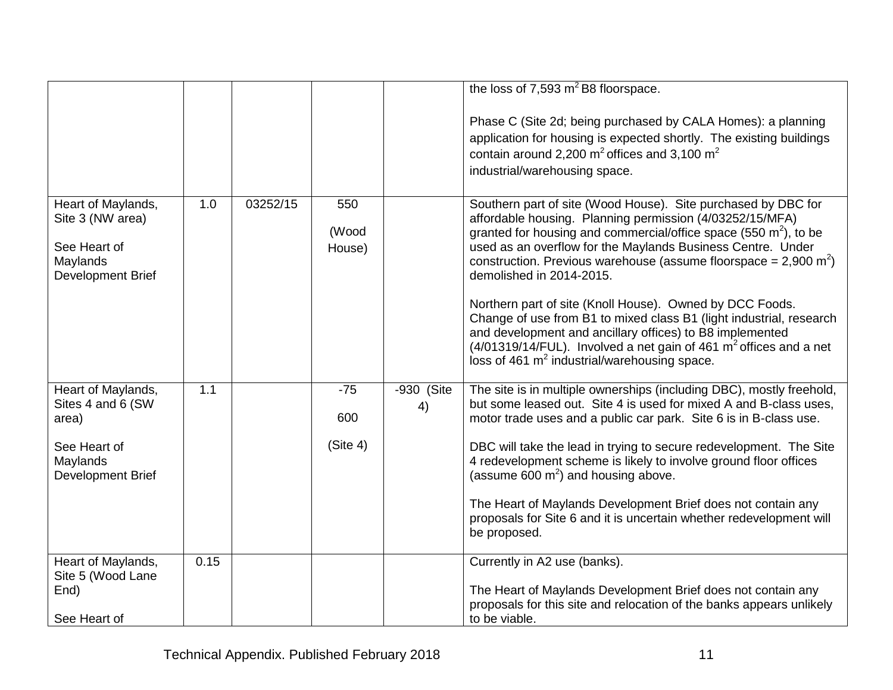| | | | | | |
|---|---|---|---|---|---|
| | | | | | the loss of 7,593 $m^2$ B8 floorspace.<br><br>Phase C (Site 2d; being purchased by CALA Homes): a planning application for housing is expected shortly. The existing buildings contain around 2,200 $m^2$ offices and 3,100 $m^2$ industrial/warehousing space. |
| Heart of Maylands, Site 3 (NW area)<br><br>See Heart of Maylands Development Brief | 1.0 | 03252/15 | 550<br><br>(Wood House) | | Southern part of site (Wood House). Site purchased by DBC for affordable housing. Planning permission (4/03252/15/MFA) granted for housing and commercial/office space (550 $m^2$), to be used as an overflow for the Maylands Business Centre. Under construction. Previous warehouse (assume floorspace = 2,900 $m^2$) demolished in 2014-2015.<br><br>Northern part of site (Knoll House). Owned by DCC Foods. Change of use from B1 to mixed class B1 (light industrial, research and development and ancillary offices) to B8 implemented (4/01319/14/FUL). Involved a net gain of 461 $m^2$ offices and a net loss of 461 $m^2$ industrial/warehousing space. |
| Heart of Maylands, Sites 4 and 6 (SW area)<br><br>See Heart of Maylands Development Brief | 1.1 | | -75<br><br>600<br><br>(Site 4) | -930 (Site 4) | The site is in multiple ownerships (including DBC), mostly freehold, but some leased out. Site 4 is used for mixed A and B-class uses, motor trade uses and a public car park. Site 6 is in B-class use.<br><br>DBC will take the lead in trying to secure redevelopment. The Site 4 redevelopment scheme is likely to involve ground floor offices (assume 600 $m^2$) and housing above.<br><br>The Heart of Maylands Development Brief does not contain any proposals for Site 6 and it is uncertain whether redevelopment will be proposed. |
| Heart of Maylands, Site 5 (Wood Lane End)<br><br>See Heart of | 0.15 | | | | Currently in A2 use (banks).<br><br>The Heart of Maylands Development Brief does not contain any proposals for this site and relocation of the banks appears unlikely to be viable. |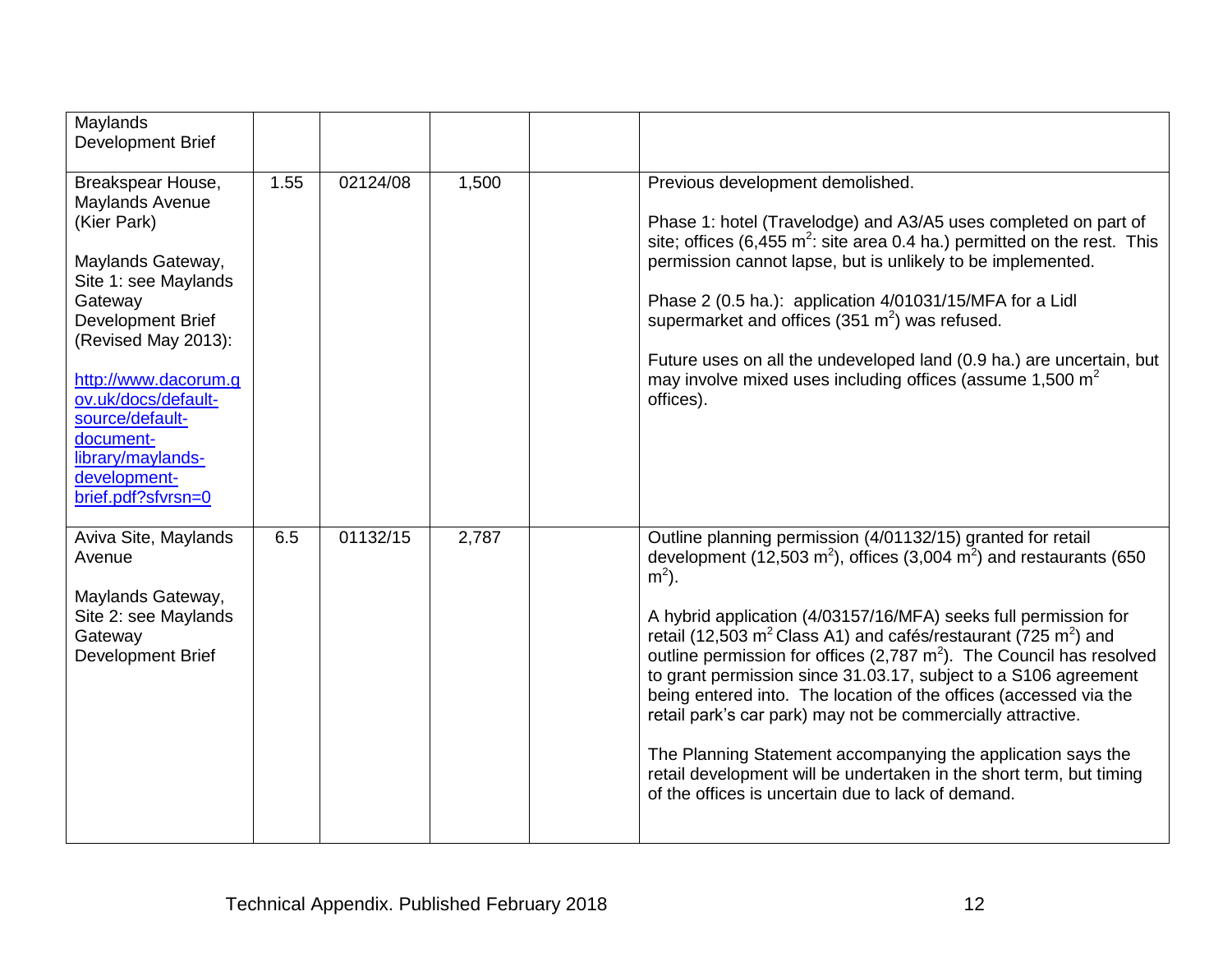| | | | | | |
|---|---|---|---|---|---|
| Maylands Development Brief | | | | | |
| Breakspear House, Maylands Avenue (Kier Park)<br><br>Maylands Gateway, Site 1: see Maylands Gateway Development Brief (Revised May 2013):<br><br>http://www.dacorum.gov.uk/docs/default-source/default-document-library/maylands-development-brief.pdf?sfvrsn=0 | 1.55 | 02124/08 | 1,500 | | Previous development demolished.<br><br>Phase 1: hotel (Travelodge) and A3/A5 uses completed on part of site; offices (6,455 $m^2$: site area 0.4 ha.) permitted on the rest. This permission cannot lapse, but is unlikely to be implemented.<br><br>Phase 2 (0.5 ha.): application 4/01031/15/MFA for a Lidl supermarket and offices (351 $m^2$) was refused.<br><br>Future uses on all the undeveloped land (0.9 ha.) are uncertain, but may involve mixed uses including offices (assume 1,500 $m^2$ offices). |
| Aviva Site, Maylands Avenue<br><br>Maylands Gateway, Site 2: see Maylands Gateway Development Brief | 6.5 | 01132/15 | 2,787 | | Outline planning permission (4/01132/15) granted for retail development (12,503 $m^2$), offices (3,004 $m^2$) and restaurants (650 $m^2$).<br><br>A hybrid application (4/03157/16/MFA) seeks full permission for retail (12,503 $m^2$ Class A1) and cafés/restaurant (725 $m^2$) and outline permission for offices (2,787 $m^2$). The Council has resolved to grant permission since 31.03.17, subject to a S106 agreement being entered into. The location of the offices (accessed via the retail park's car park) may not be commercially attractive.<br><br>The Planning Statement accompanying the application says the retail development will be undertaken in the short term, but timing of the offices is uncertain due to lack of demand. |

Technical Appendix. Published February 2018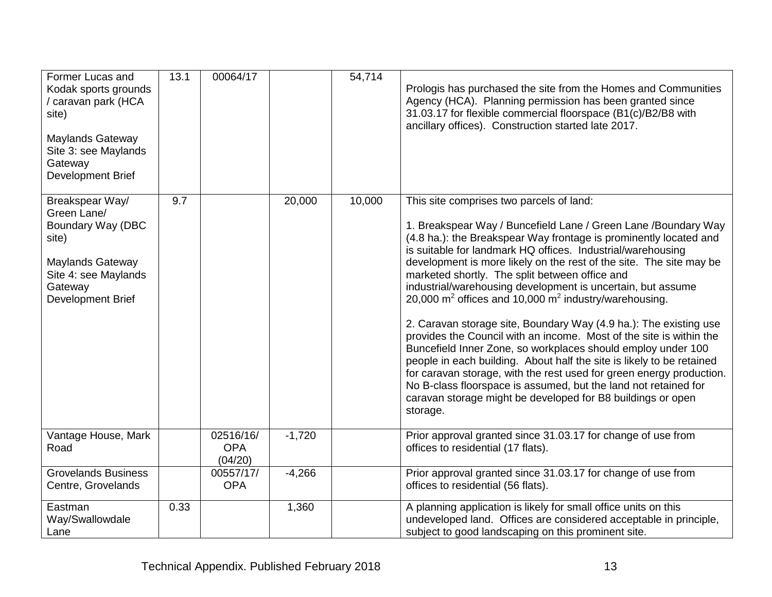| | | | | | |
|---|---|---|---|---|---|
| Former Lucas and Kodak sports grounds / caravan park (HCA site)<br><br>Maylands Gateway Site 3: see Maylands Gateway Development Brief | 13.1 | 00064/17 | | 54,714 | Prologis has purchased the site from the Homes and Communities Agency (HCA). Planning permission has been granted since 31.03.17 for flexible commercial floorspace (B1(c)/B2/B8 with ancillary offices). Construction started late 2017. |
| Breakspear Way/ Green Lane/ Boundary Way (DBC site)<br><br>Maylands Gateway Site 4: see Maylands Gateway Development Brief | 9.7 | | 20,000 | 10,000 | This site comprises two parcels of land:<br><br>1. Breakspear Way / Buncefield Lane / Green Lane /Boundary Way (4.8 ha.): the Breakspear Way frontage is prominently located and is suitable for landmark HQ offices. Industrial/warehousing development is more likely on the rest of the site. The site may be marketed shortly. The split between office and industrial/warehousing development is uncertain, but assume 20,000 $m^2$ offices and 10,000 $m^2$ industry/warehousing.<br><br>2. Caravan storage site, Boundary Way (4.9 ha.): The existing use provides the Council with an income. Most of the site is within the Buncefield Inner Zone, so workplaces should employ under 100 people in each building. About half the site is likely to be retained for caravan storage, with the rest used for green energy production. No B-class floorspace is assumed, but the land not retained for caravan storage might be developed for B8 buildings or open storage. |
| Vantage House, Mark Road | | 02516/16/ OPA (04/20) | -1,720 | | Prior approval granted since 31.03.17 for change of use from offices to residential (17 flats). |
| Grovelands Business Centre, Grovelands | | 00557/17/ OPA | -4,266 | | Prior approval granted since 31.03.17 for change of use from offices to residential (56 flats). |
| Eastman Way/Swallowdale Lane | 0.33 | | 1,360 | | A planning application is likely for small office units on this undeveloped land. Offices are considered acceptable in principle, subject to good landscaping on this prominent site. |

Technical Appendix. Published February 2018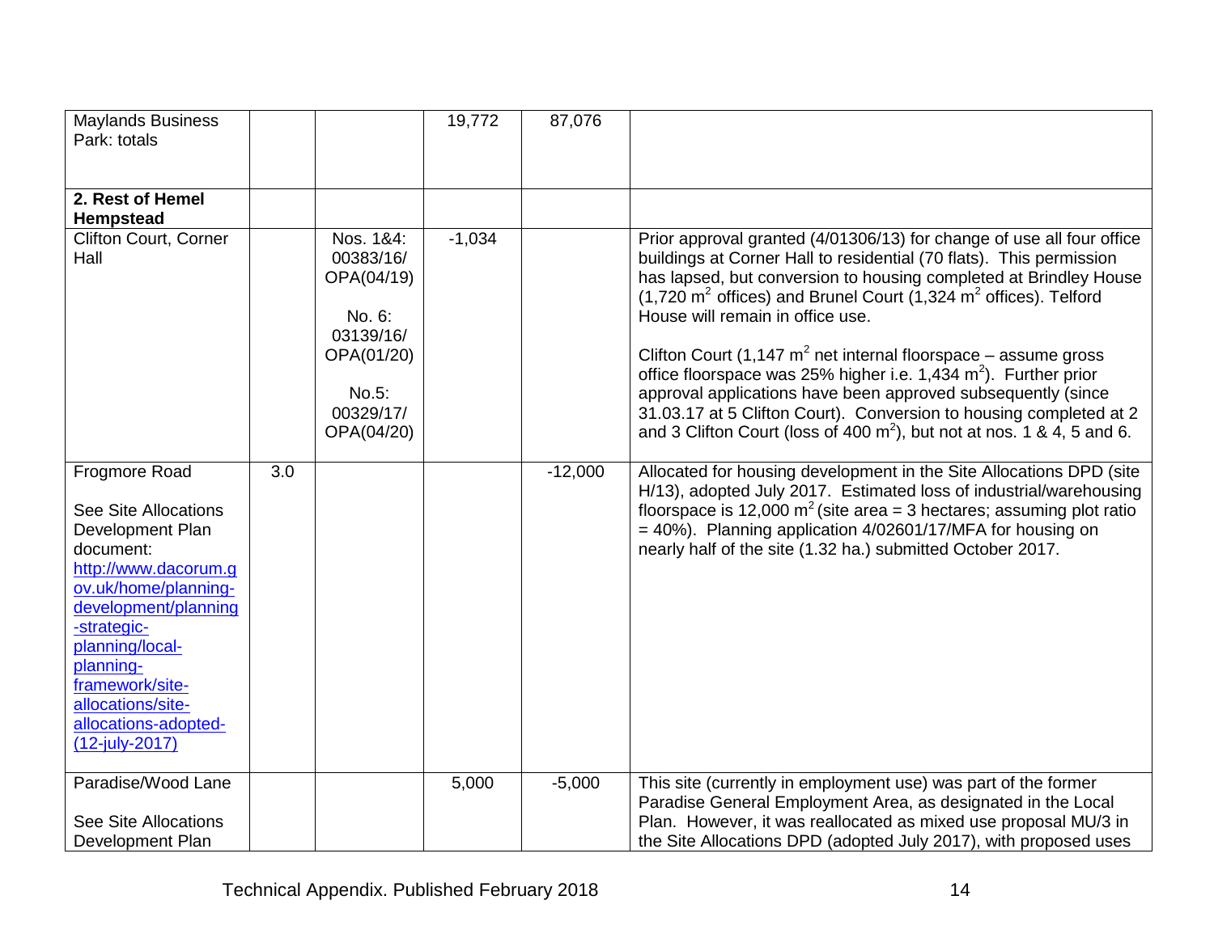| | | | | | |
|---|---|---|---|---|---|
| Maylands Business Park: totals | | | 19,772 | 87,076 | |
| **2. Rest of Hemel Hempstead** | | | | | |
| Clifton Court, Corner Hall | | Nos. 1&4: 00383/16/ OPA(04/19)<br><br>No. 6: 03139/16/ OPA(01/20)<br><br>No.5: 00329/17/ OPA(04/20) | -1,034 | | Prior approval granted (4/01306/13) for change of use all four office buildings at Corner Hall to residential (70 flats). This permission has lapsed, but conversion to housing completed at Brindley House (1,720 $m^2$ offices) and Brunel Court (1,324 $m^2$ offices). Telford House will remain in office use.<br><br>Clifton Court (1,147 $m^2$ net internal floorspace – assume gross office floorspace was 25% higher i.e. 1,434 $m^2$). Further prior approval applications have been approved subsequently (since 31.03.17 at 5 Clifton Court). Conversion to housing completed at 2 and 3 Clifton Court (loss of 400 $m^2$), but not at nos. 1 & 4, 5 and 6. |
| Frogmore Road<br><br>See Site Allocations Development Plan document: http://www.dacorum.gov.uk/home/planning-development/planning-strategic-planning/local-planning-framework/site-allocations/site-allocations-adopted-(12-july-2017) | 3.0 | | | -12,000 | Allocated for housing development in the Site Allocations DPD (site H/13), adopted July 2017. Estimated loss of industrial/warehousing floorspace is 12,000 $m^2$ (site area = 3 hectares; assuming plot ratio = 40%). Planning application 4/02601/17/MFA for housing on nearly half of the site (1.32 ha.) submitted October 2017. |
| Paradise/Wood Lane<br><br>See Site Allocations Development Plan | | | 5,000 | -5,000 | This site (currently in employment use) was part of the former Paradise General Employment Area, as designated in the Local Plan. However, it was reallocated as mixed use proposal MU/3 in the Site Allocations DPD (adopted July 2017), with proposed uses |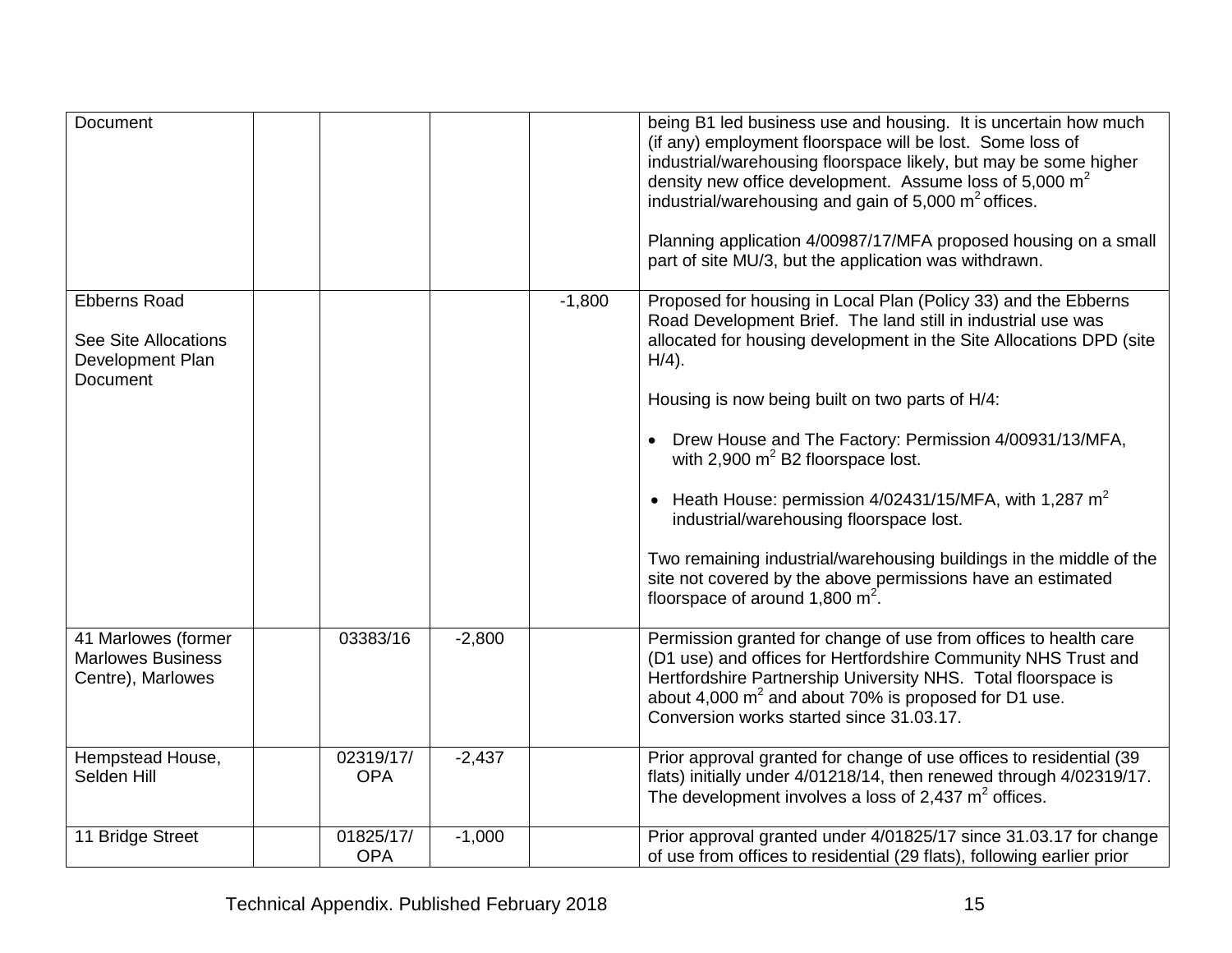| | | | | | |
|---|---|---|---|---|---|
| Document | | | | | being B1 led business use and housing. It is uncertain how much (if any) employment floorspace will be lost. Some loss of industrial/warehousing floorspace likely, but may be some higher density new office development. Assume loss of 5,000 $m^2$ industrial/warehousing and gain of 5,000 $m^2$ offices.<br><br>Planning application 4/00987/17/MFA proposed housing on a small part of site MU/3, but the application was withdrawn. |
| Ebberns Road<br><br>See Site Allocations Development Plan Document | | | | -1,800 | Proposed for housing in Local Plan (Policy 33) and the Ebberns Road Development Brief. The land still in industrial use was allocated for housing development in the Site Allocations DPD (site H/4).<br><br>Housing is now being built on two parts of H/4:<br><br>• Drew House and The Factory: Permission 4/00931/13/MFA, with 2,900 $m^2$ B2 floorspace lost.<br><br>• Heath House: permission 4/02431/15/MFA, with 1,287 $m^2$ industrial/warehousing floorspace lost.<br><br>Two remaining industrial/warehousing buildings in the middle of the site not covered by the above permissions have an estimated floorspace of around 1,800 $m^2$. |
| 41 Marlowes (former Marlowes Business Centre), Marlowes | | 03383/16 | -2,800 | | Permission granted for change of use from offices to health care (D1 use) and offices for Hertfordshire Community NHS Trust and Hertfordshire Partnership University NHS. Total floorspace is about 4,000 $m^2$ and about 70% is proposed for D1 use. Conversion works started since 31.03.17. |
| Hempstead House, Selden Hill | | 02319/17/ OPA | -2,437 | | Prior approval granted for change of use offices to residential (39 flats) initially under 4/01218/14, then renewed through 4/02319/17. The development involves a loss of 2,437 $m^2$ offices. |
| 11 Bridge Street | | 01825/17/ OPA | -1,000 | | Prior approval granted under 4/01825/17 since 31.03.17 for change of use from offices to residential (29 flats), following earlier prior |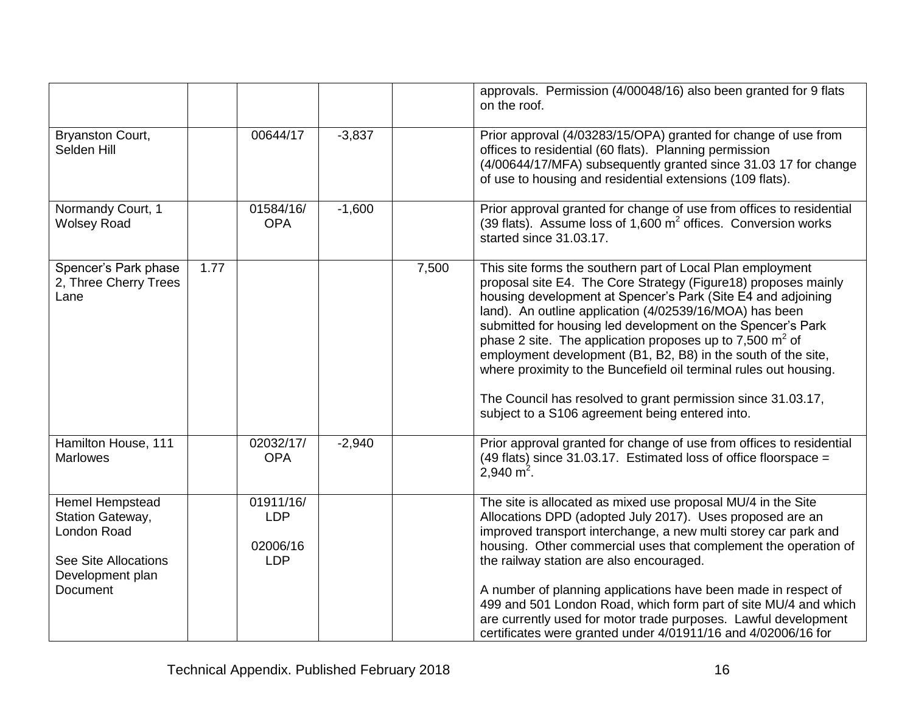| | | | | | |
|---|---|---|---|---|---|
| | | | | | approvals. Permission (4/00048/16) also been granted for 9 flats on the roof. |
| Bryanston Court, Selden Hill | | 00644/17 | -3,837 | | Prior approval (4/03283/15/OPA) granted for change of use from offices to residential (60 flats). Planning permission (4/00644/17/MFA) subsequently granted since 31.03 17 for change of use to housing and residential extensions (109 flats). |
| Normandy Court, 1 Wolsey Road | | 01584/16/ OPA | -1,600 | | Prior approval granted for change of use from offices to residential (39 flats). Assume loss of 1,600 $m^2$ offices. Conversion works started since 31.03.17. |
| Spencer's Park phase 2, Three Cherry Trees Lane | 1.77 | | | 7,500 | This site forms the southern part of Local Plan employment proposal site E4. The Core Strategy (Figure18) proposes mainly housing development at Spencer's Park (Site E4 and adjoining land). An outline application (4/02539/16/MOA) has been submitted for housing led development on the Spencer's Park phase 2 site. The application proposes up to 7,500 $m^2$ of employment development (B1, B2, B8) in the south of the site, where proximity to the Buncefield oil terminal rules out housing.<br><br>The Council has resolved to grant permission since 31.03.17, subject to a S106 agreement being entered into. |
| Hamilton House, 111 Marlowes | | 02032/17/ OPA | -2,940 | | Prior approval granted for change of use from offices to residential (49 flats) since 31.03.17. Estimated loss of office floorspace = 2,940 $m^2$. |
| Hemel Hempstead Station Gateway, London Road<br><br>See Site Allocations Development plan Document | | 01911/16/ LDP<br><br>02006/16 LDP | | | The site is allocated as mixed use proposal MU/4 in the Site Allocations DPD (adopted July 2017). Uses proposed are an improved transport interchange, a new multi storey car park and housing. Other commercial uses that complement the operation of the railway station are also encouraged.<br><br>A number of planning applications have been made in respect of 499 and 501 London Road, which form part of site MU/4 and which are currently used for motor trade purposes. Lawful development certificates were granted under 4/01911/16 and 4/02006/16 for |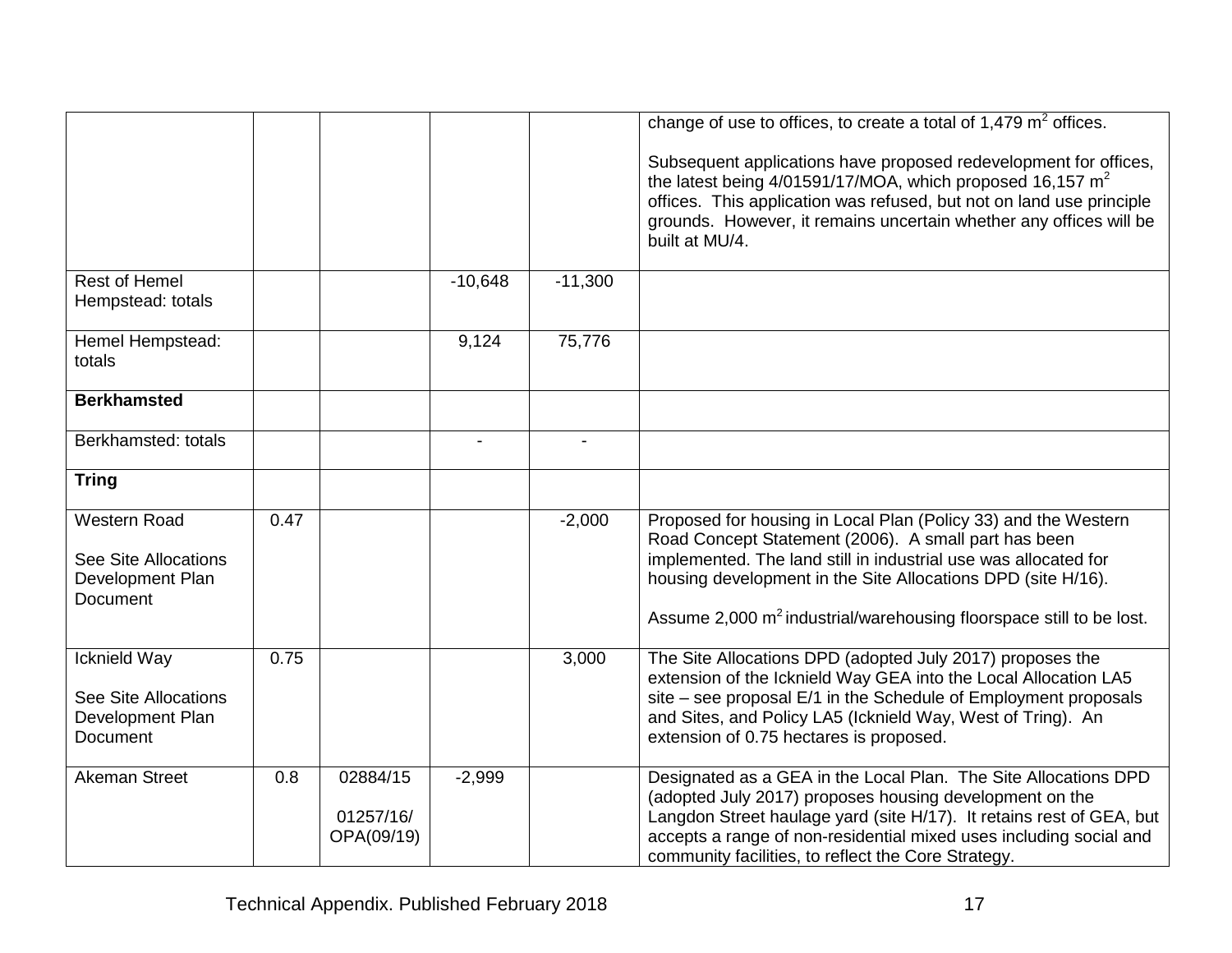| | | | | | |
|---|---|---|---|---|---|
| | | | | | change of use to offices, to create a total of 1,479 $m^2$ offices.<br><br>Subsequent applications have proposed redevelopment for offices, the latest being 4/01591/17/MOA, which proposed 16,157 $m^2$ offices. This application was refused, but not on land use principle grounds. However, it remains uncertain whether any offices will be built at MU/4. |
| Rest of Hemel Hempstead: totals | | | -10,648 | -11,300 | |
| Hemel Hempstead: totals | | | 9,124 | 75,776 | |
| **Berkhamsted** | | | | | |
| Berkhamsted: totals | | | - | - | |
| **Tring** | | | | | |
| Western Road<br><br>See Site Allocations Development Plan Document | 0.47 | | | -2,000 | Proposed for housing in Local Plan (Policy 33) and the Western Road Concept Statement (2006). A small part has been implemented. The land still in industrial use was allocated for housing development in the Site Allocations DPD (site H/16).<br><br>Assume 2,000 $m^2$ industrial/warehousing floorspace still to be lost. |
| Icknield Way<br><br>See Site Allocations Development Plan Document | 0.75 | | | 3,000 | The Site Allocations DPD (adopted July 2017) proposes the extension of the Icknield Way GEA into the Local Allocation LA5 site – see proposal E/1 in the Schedule of Employment proposals and Sites, and Policy LA5 (Icknield Way, West of Tring). An extension of 0.75 hectares is proposed. |
| Akeman Street | 0.8 | 02884/15<br><br>01257/16/ OPA(09/19) | -2,999 | | Designated as a GEA in the Local Plan. The Site Allocations DPD (adopted July 2017) proposes housing development on the Langdon Street haulage yard (site H/17). It retains rest of GEA, but accepts a range of non-residential mixed uses including social and community facilities, to reflect the Core Strategy. |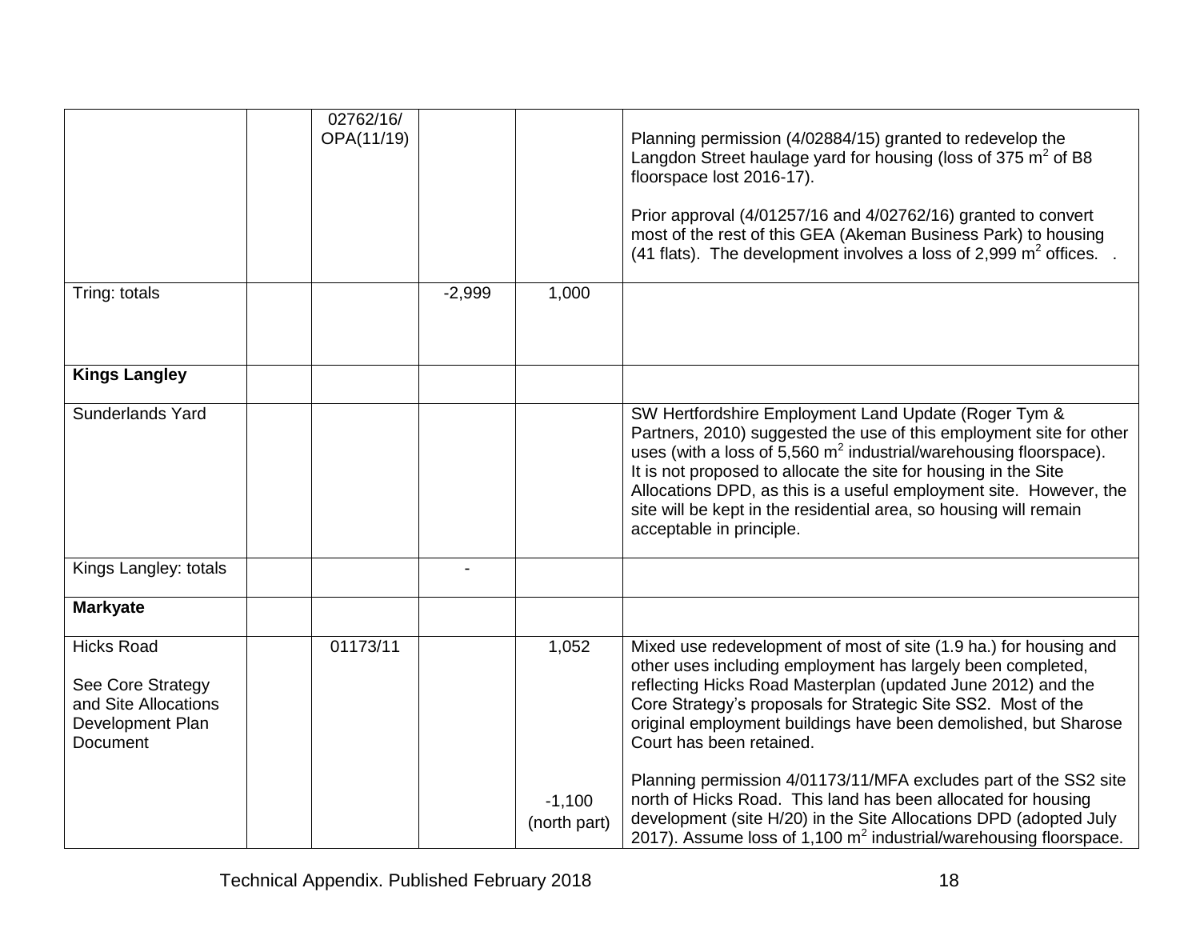|  |  |  |  |  |  |
|---|---|---|---|---|---|
|  |  | 02762/16/ OPA(11/19) |  |  | Planning permission (4/02884/15) granted to redevelop the Langdon Street haulage yard for housing (loss of 375 $m^2$ of B8 floorspace lost 2016-17).<br><br>Prior approval (4/01257/16 and 4/02762/16) granted to convert most of the rest of this GEA (Akeman Business Park) to housing (41 flats). The development involves a loss of 2,999 $m^2$ offices. . |
| Tring: totals |  |  | -2,999 | 1,000 |  |
| **Kings Langley** |  |  |  |  |  |
| Sunderlands Yard |  |  |  |  | SW Hertfordshire Employment Land Update (Roger Tym & Partners, 2010) suggested the use of this employment site for other uses (with a loss of 5,560 $m^2$ industrial/warehousing floorspace). It is not proposed to allocate the site for housing in the Site Allocations DPD, as this is a useful employment site. However, the site will be kept in the residential area, so housing will remain acceptable in principle. |
| Kings Langley: totals |  |  | - |  |  |
| **Markyate** |  |  |  |  |  |
| Hicks Road<br><br>See Core Strategy and Site Allocations Development Plan Document |  | 01173/11 |  | 1,052<br><br>-1,100 (north part) | Mixed use redevelopment of most of site (1.9 ha.) for housing and other uses including employment has largely been completed, reflecting Hicks Road Masterplan (updated June 2012) and the Core Strategy's proposals for Strategic Site SS2. Most of the original employment buildings have been demolished, but Sharose Court has been retained.<br><br>Planning permission 4/01173/11/MFA excludes part of the SS2 site north of Hicks Road. This land has been allocated for housing development (site H/20) in the Site Allocations DPD (adopted July 2017). Assume loss of 1,100 $m^2$ industrial/warehousing floorspace. |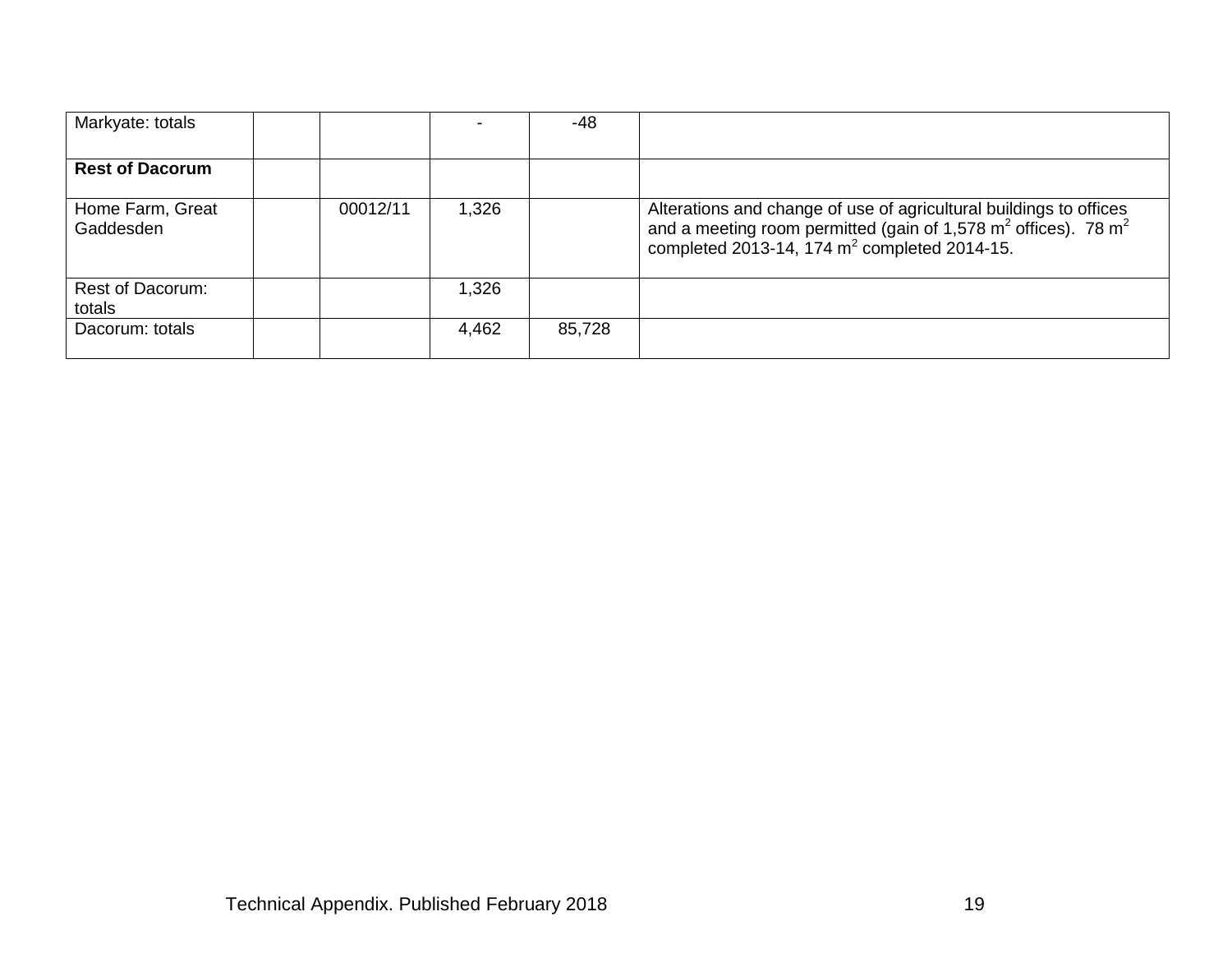| | | | | | |
|---|---|---|---|---|---|
| Markyate: totals | | | - | -48 | |
| **Rest of Dacorum** | | | | | |
| Home Farm, Great Gaddesden | | 00012/11 | 1,326 | | Alterations and change of use of agricultural buildings to offices and a meeting room permitted (gain of 1,578 $m^2$ offices). 78 $m^2$ completed 2013-14, 174 $m^2$ completed 2014-15. |
| Rest of Dacorum: totals | | | 1,326 | | |
| Dacorum: totals | | | 4,462 | 85,728 | |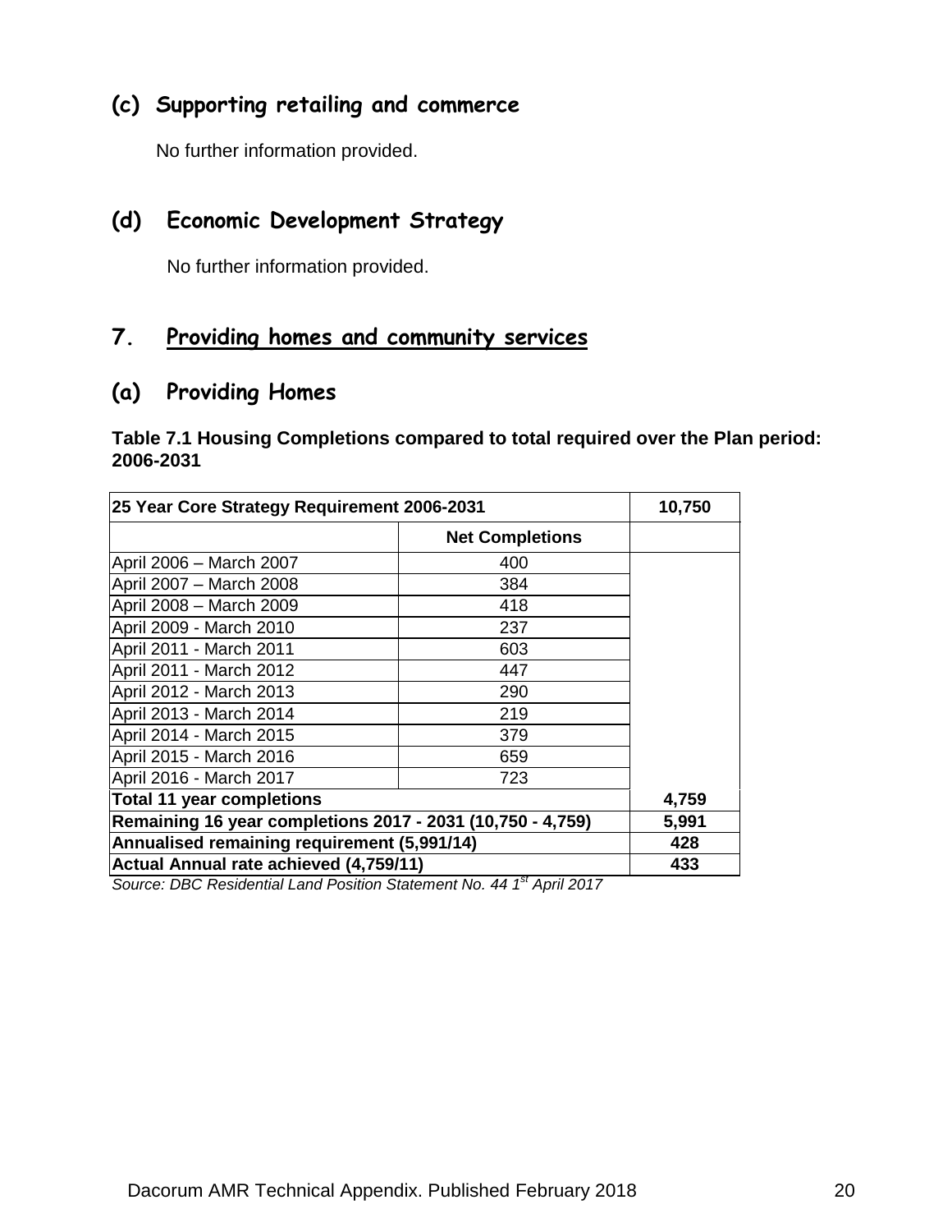## (c) Supporting retailing and commerce

No further information provided.

## (d) Economic Development Strategy

No further information provided.

# 7. Providing homes and community services

## (a) Providing Homes

**Table 7.1 Housing Completions compared to total required over the Plan period: 2006-2031**

| **25 Year Core Strategy Requirement 2006-2031** | | **10,750** |
|---|---|---|
| | **Net Completions** | |
| April 2006 – March 2007 | 400 | |
| April 2007 – March 2008 | 384 | |
| April 2008 – March 2009 | 418 | |
| April 2009 - March 2010 | 237 | |
| April 2011 - March 2011 | 603 | |
| April 2011 - March 2012 | 447 | |
| April 2012 - March 2013 | 290 | |
| April 2013 - March 2014 | 219 | |
| April 2014 - March 2015 | 379 | |
| April 2015 - March 2016 | 659 | |
| April 2016 - March 2017 | 723 | |
| **Total 11 year completions** | | **4,759** |
| **Remaining 16 year completions 2017 - 2031 (10,750 - 4,759)** | | **5,991** |
| **Annualised remaining requirement (5,991/14)** | | **428** |
| **Actual Annual rate achieved (4,759/11)** | | **433** |

*Source: DBC Residential Land Position Statement No. 44 1st April 2017*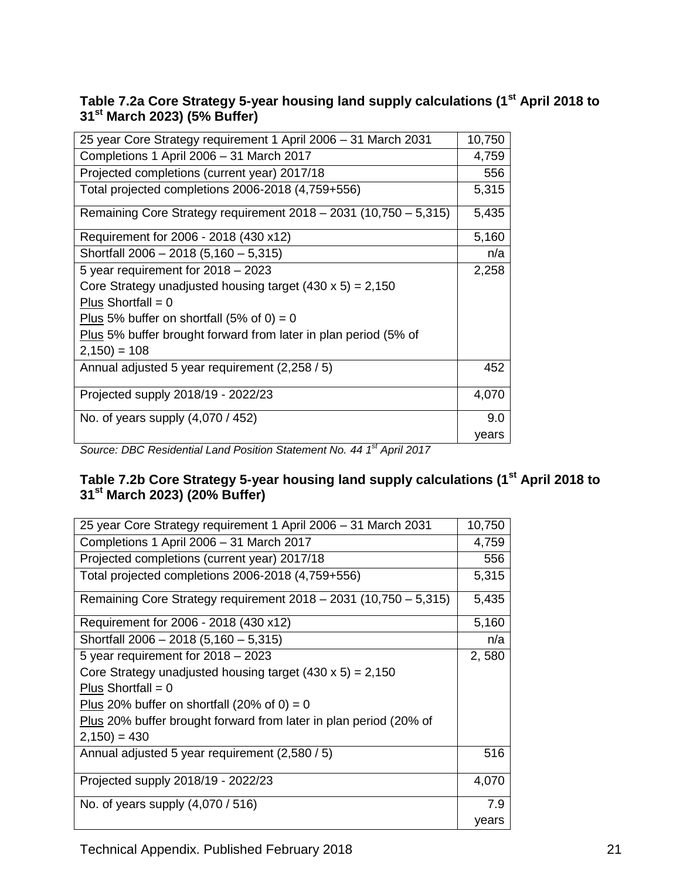### Table 7.2a Core Strategy 5-year housing land supply calculations (1st April 2018 to 31st March 2023) (5% Buffer)

| | |
|---|---|
| 25 year Core Strategy requirement 1 April 2006 – 31 March 2031 | 10,750 |
| Completions 1 April 2006 – 31 March 2017 | 4,759 |
| Projected completions (current year) 2017/18 | 556 |
| Total projected completions 2006-2018 (4,759+556) | 5,315 |
| Remaining Core Strategy requirement 2018 – 2031 (10,750 – 5,315) | 5,435 |
| Requirement for 2006 - 2018 (430 x12) | 5,160 |
| Shortfall 2006 – 2018 (5,160 – 5,315) | n/a |
| 5 year requirement for 2018 – 2023<br>Core Strategy unadjusted housing target (430 x 5) = 2,150<br>Plus Shortfall = 0<br>Plus 5% buffer on shortfall (5% of 0) = 0<br>Plus 5% buffer brought forward from later in plan period (5% of 2,150) = 108 | 2,258 |
| Annual adjusted 5 year requirement (2,258 / 5) | 452 |
| Projected supply 2018/19 - 2022/23 | 4,070 |
| No. of years supply (4,070 / 452) | 9.0 years |

*Source: DBC Residential Land Position Statement No. 44 1st April 2017*

### Table 7.2b Core Strategy 5-year housing land supply calculations (1st April 2018 to 31st March 2023) (20% Buffer)

| | |
|---|---|
| 25 year Core Strategy requirement 1 April 2006 – 31 March 2031 | 10,750 |
| Completions 1 April 2006 – 31 March 2017 | 4,759 |
| Projected completions (current year) 2017/18 | 556 |
| Total projected completions 2006-2018 (4,759+556) | 5,315 |
| Remaining Core Strategy requirement 2018 – 2031 (10,750 – 5,315) | 5,435 |
| Requirement for 2006 - 2018 (430 x12) | 5,160 |
| Shortfall 2006 – 2018 (5,160 – 5,315) | n/a |
| 5 year requirement for 2018 – 2023<br>Core Strategy unadjusted housing target (430 x 5) = 2,150<br>Plus Shortfall = 0<br>Plus 20% buffer on shortfall (20% of 0) = 0<br>Plus 20% buffer brought forward from later in plan period (20% of 2,150) = 430 | 2, 580 |
| Annual adjusted 5 year requirement (2,580 / 5) | 516 |
| Projected supply 2018/19 - 2022/23 | 4,070 |
| No. of years supply (4,070 / 516) | 7.9 years |

Technical Appendix. Published February 2018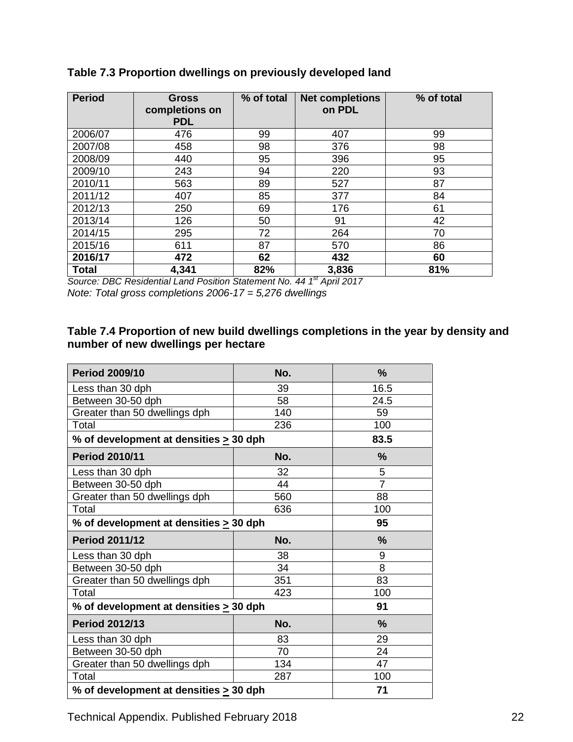**Table 7.3 Proportion dwellings on previously developed land**

| Period | Gross completions on PDL | % of total | Net completions on PDL | % of total |
|---|---|---|---|---|
| 2006/07 | 476 | 99 | 407 | 99 |
| 2007/08 | 458 | 98 | 376 | 98 |
| 2008/09 | 440 | 95 | 396 | 95 |
| 2009/10 | 243 | 94 | 220 | 93 |
| 2010/11 | 563 | 89 | 527 | 87 |
| 2011/12 | 407 | 85 | 377 | 84 |
| 2012/13 | 250 | 69 | 176 | 61 |
| 2013/14 | 126 | 50 | 91 | 42 |
| 2014/15 | 295 | 72 | 264 | 70 |
| 2015/16 | 611 | 87 | 570 | 86 |
| **2016/17** | **472** | **62** | **432** | **60** |
| **Total** | **4,341** | **82%** | **3,836** | **81%** |

*Source: DBC Residential Land Position Statement No. 44 1st April 2017*

*Note: Total gross completions 2006-17 = 5,276 dwellings*

**Table 7.4 Proportion of new build dwellings completions in the year by density and number of new dwellings per hectare**

| **Period 2009/10** | **No.** | **%** |
|---|---|---|
| Less than 30 dph | 39 | 16.5 |
| Between 30-50 dph | 58 | 24.5 |
| Greater than 50 dwellings dph | 140 | 59 |
| Total | 236 | 100 |
| **% of development at densities ≥ 30 dph** | | **83.5** |
| **Period 2010/11** | **No.** | **%** |
| Less than 30 dph | 32 | 5 |
| Between 30-50 dph | 44 | 7 |
| Greater than 50 dwellings dph | 560 | 88 |
| Total | 636 | 100 |
| **% of development at densities ≥ 30 dph** | | **95** |
| **Period 2011/12** | **No.** | **%** |
| Less than 30 dph | 38 | 9 |
| Between 30-50 dph | 34 | 8 |
| Greater than 50 dwellings dph | 351 | 83 |
| Total | 423 | 100 |
| **% of development at densities ≥ 30 dph** | | **91** |
| **Period 2012/13** | **No.** | **%** |
| Less than 30 dph | 83 | 29 |
| Between 30-50 dph | 70 | 24 |
| Greater than 50 dwellings dph | 134 | 47 |
| Total | 287 | 100 |
| **% of development at densities ≥ 30 dph** | | **71** |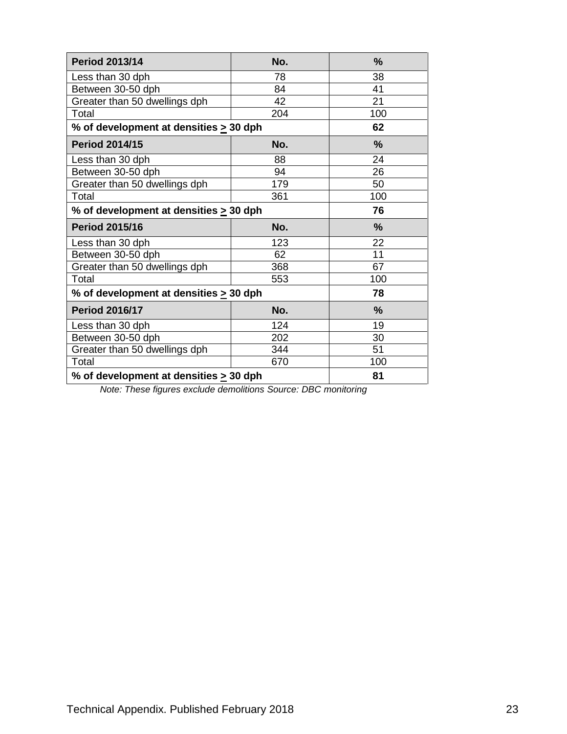| **Period 2013/14** | **No.** | **%** |
|---|---|---|
| Less than 30 dph | 78 | 38 |
| Between 30-50 dph | 84 | 41 |
| Greater than 50 dwellings dph | 42 | 21 |
| Total | 204 | 100 |
| **% of development at densities > 30 dph** | | **62** |
| **Period 2014/15** | **No.** | **%** |
| Less than 30 dph | 88 | 24 |
| Between 30-50 dph | 94 | 26 |
| Greater than 50 dwellings dph | 179 | 50 |
| Total | 361 | 100 |
| **% of development at densities > 30 dph** | | **76** |
| **Period 2015/16** | **No.** | **%** |
| Less than 30 dph | 123 | 22 |
| Between 30-50 dph | 62 | 11 |
| Greater than 50 dwellings dph | 368 | 67 |
| Total | 553 | 100 |
| **% of development at densities > 30 dph** | | **78** |
| **Period 2016/17** | **No.** | **%** |
| Less than 30 dph | 124 | 19 |
| Between 30-50 dph | 202 | 30 |
| Greater than 50 dwellings dph | 344 | 51 |
| Total | 670 | 100 |
| **% of development at densities > 30 dph** | | **81** |

*Note: These figures exclude demolitions Source: DBC monitoring*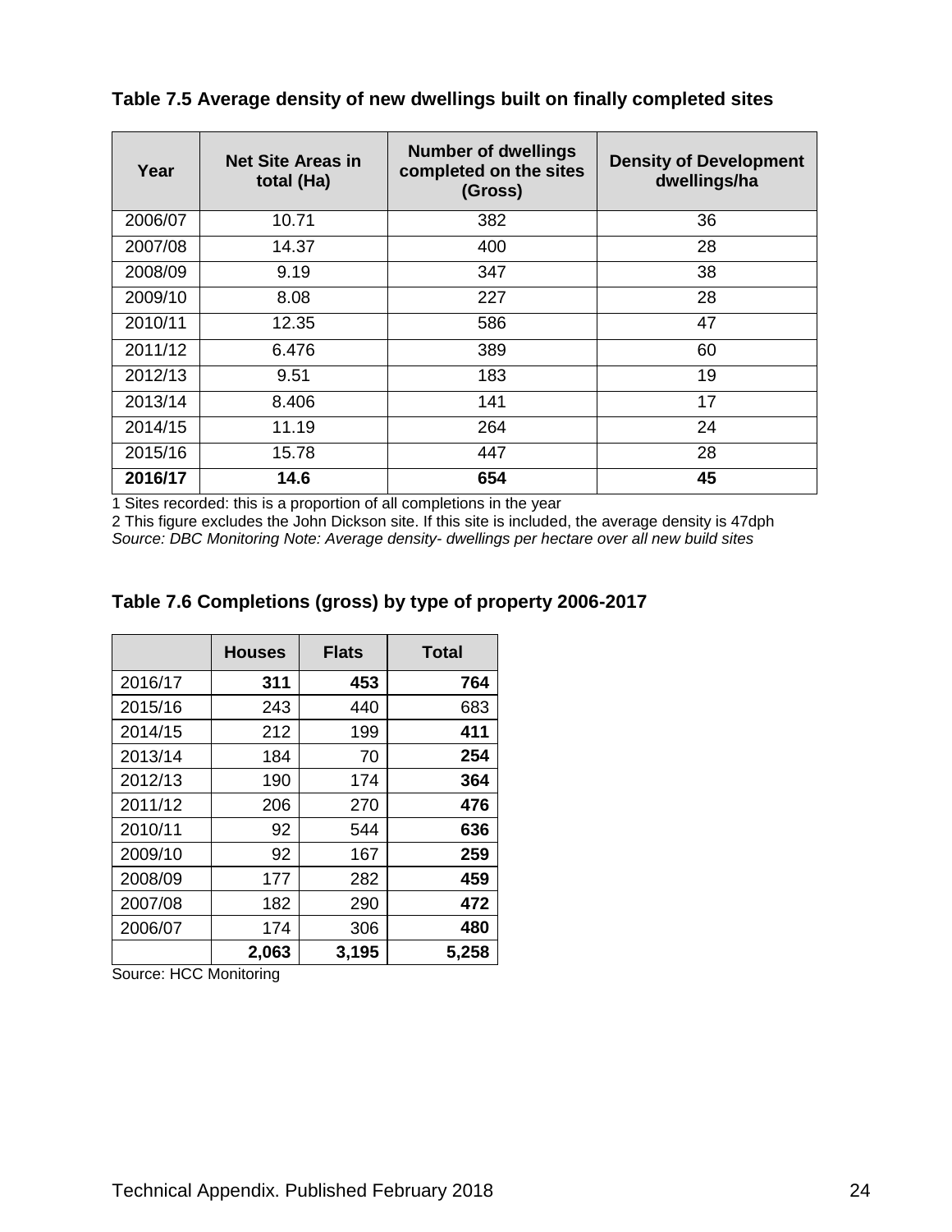### Table 7.5 Average density of new dwellings built on finally completed sites

| Year | Net Site Areas in total (Ha) | Number of dwellings completed on the sites (Gross) | Density of Development dwellings/ha |
|---|---|---|---|
| 2006/07 | 10.71 | 382 | 36 |
| 2007/08 | 14.37 | 400 | 28 |
| 2008/09 | 9.19 | 347 | 38 |
| 2009/10 | 8.08 | 227 | 28 |
| 2010/11 | 12.35 | 586 | 47 |
| 2011/12 | 6.476 | 389 | 60 |
| 2012/13 | 9.51 | 183 | 19 |
| 2013/14 | 8.406 | 141 | 17 |
| 2014/15 | 11.19 | 264 | 24 |
| 2015/16 | 15.78 | 447 | 28 |
| **2016/17** | **14.6** | **654** | **45** |

1 Sites recorded: this is a proportion of all completions in the year

2 This figure excludes the John Dickson site. If this site is included, the average density is 47dph

*Source: DBC Monitoring Note: Average density- dwellings per hectare over all new build sites*

### Table 7.6 Completions (gross) by type of property 2006-2017

| | Houses | Flats | Total |
|---|---|---|---|
| 2016/17 | **311** | **453** | **764** |
| 2015/16 | 243 | 440 | 683 |
| 2014/15 | 212 | 199 | **411** |
| 2013/14 | 184 | 70 | **254** |
| 2012/13 | 190 | 174 | **364** |
| 2011/12 | 206 | 270 | **476** |
| 2010/11 | 92 | 544 | **636** |
| 2009/10 | 92 | 167 | **259** |
| 2008/09 | 177 | 282 | **459** |
| 2007/08 | 182 | 290 | **472** |
| 2006/07 | 174 | 306 | **480** |
| | **2,063** | **3,195** | **5,258** |

Source: HCC Monitoring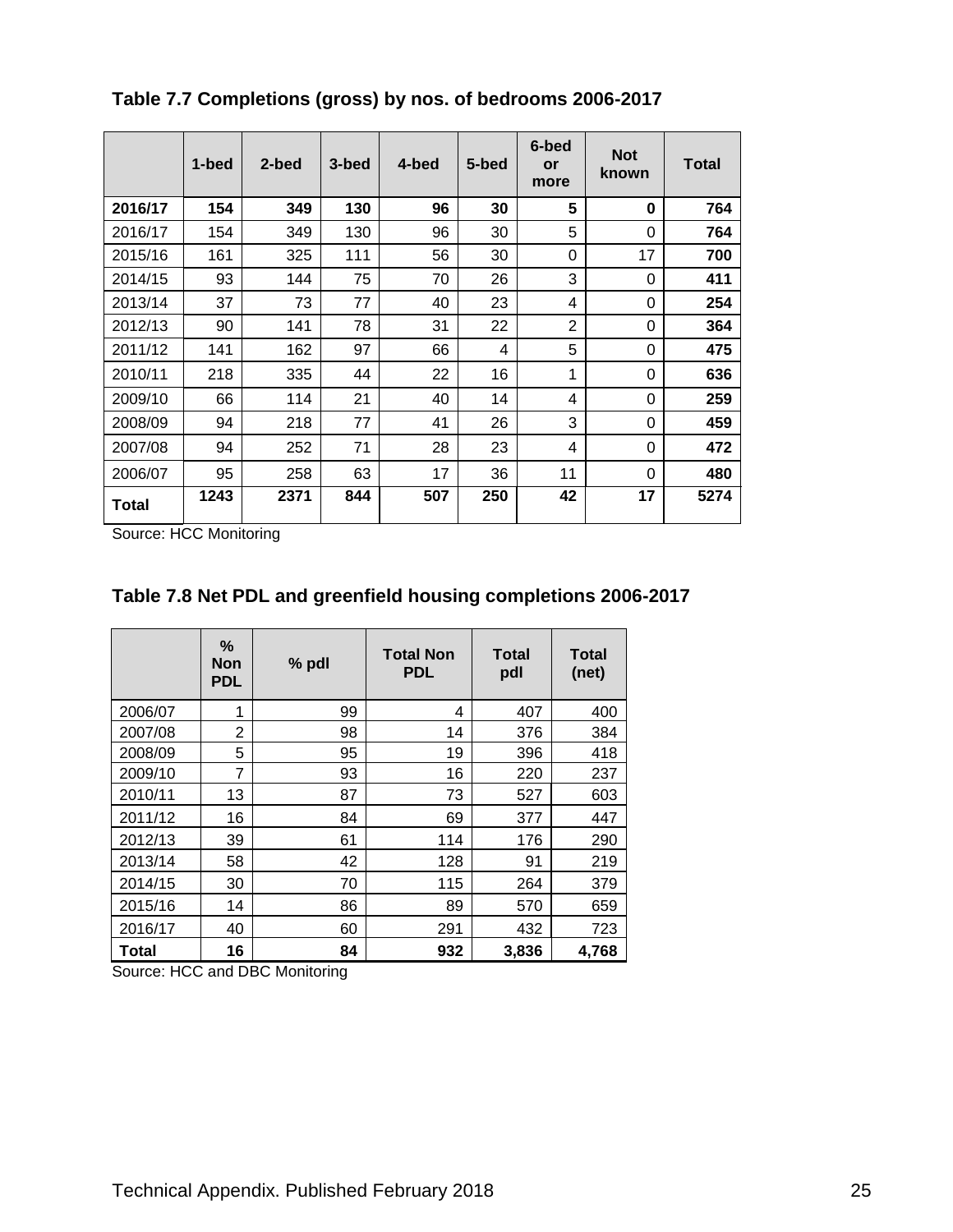### Table 7.7 Completions (gross) by nos. of bedrooms 2006-2017

| | 1-bed | 2-bed | 3-bed | 4-bed | 5-bed | 6-bed or more | Not known | Total |
|---|---|---|---|---|---|---|---|---|
| **2016/17** | **154** | **349** | **130** | **96** | **30** | **5** | **0** | **764** |
| 2016/17 | 154 | 349 | 130 | 96 | 30 | 5 | 0 | **764** |
| 2015/16 | 161 | 325 | 111 | 56 | 30 | 0 | 17 | **700** |
| 2014/15 | 93 | 144 | 75 | 70 | 26 | 3 | 0 | **411** |
| 2013/14 | 37 | 73 | 77 | 40 | 23 | 4 | 0 | **254** |
| 2012/13 | 90 | 141 | 78 | 31 | 22 | 2 | 0 | **364** |
| 2011/12 | 141 | 162 | 97 | 66 | 4 | 5 | 0 | **475** |
| 2010/11 | 218 | 335 | 44 | 22 | 16 | 1 | 0 | **636** |
| 2009/10 | 66 | 114 | 21 | 40 | 14 | 4 | 0 | **259** |
| 2008/09 | 94 | 218 | 77 | 41 | 26 | 3 | 0 | **459** |
| 2007/08 | 94 | 252 | 71 | 28 | 23 | 4 | 0 | **472** |
| 2006/07 | 95 | 258 | 63 | 17 | 36 | 11 | 0 | **480** |
| **Total** | **1243** | **2371** | **844** | **507** | **250** | **42** | **17** | **5274** |

Source: HCC Monitoring

### Table 7.8 Net PDL and greenfield housing completions 2006-2017

| | % Non PDL | % pdl | Total Non PDL | Total pdl | Total (net) |
|---|---|---|---|---|---|
| 2006/07 | 1 | 99 | 4 | 407 | 400 |
| 2007/08 | 2 | 98 | 14 | 376 | 384 |
| 2008/09 | 5 | 95 | 19 | 396 | 418 |
| 2009/10 | 7 | 93 | 16 | 220 | 237 |
| 2010/11 | 13 | 87 | 73 | 527 | 603 |
| 2011/12 | 16 | 84 | 69 | 377 | 447 |
| 2012/13 | 39 | 61 | 114 | 176 | 290 |
| 2013/14 | 58 | 42 | 128 | 91 | 219 |
| 2014/15 | 30 | 70 | 115 | 264 | 379 |
| 2015/16 | 14 | 86 | 89 | 570 | 659 |
| 2016/17 | 40 | 60 | 291 | 432 | 723 |
| **Total** | **16** | **84** | **932** | **3,836** | **4,768** |

Source: HCC and DBC Monitoring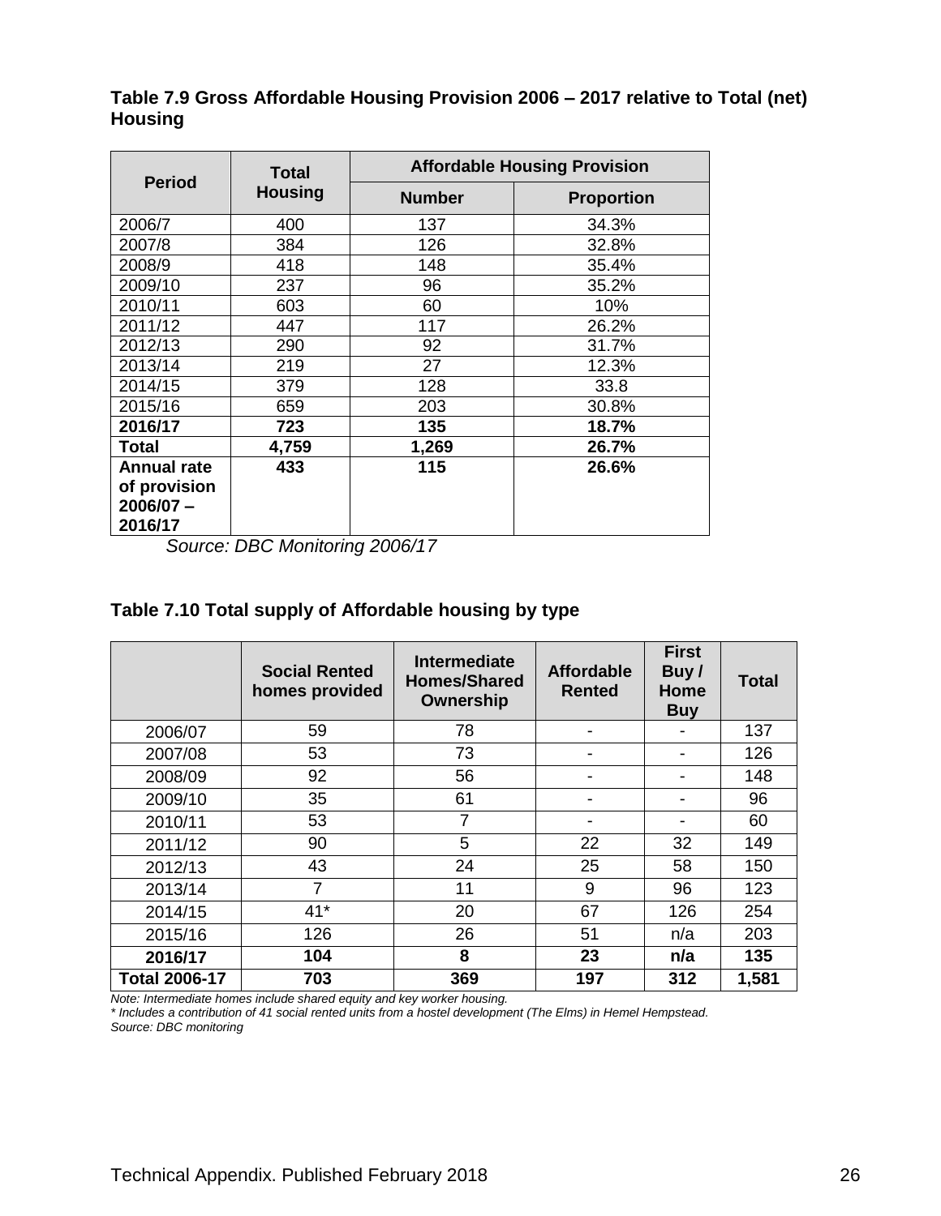**Table 7.9 Gross Affordable Housing Provision 2006 – 2017 relative to Total (net) Housing**

| Period | Total Housing | Affordable Housing Provision | |
|---|---|---|---|
| | | Number | Proportion |
| 2006/7 | 400 | 137 | 34.3% |
| 2007/8 | 384 | 126 | 32.8% |
| 2008/9 | 418 | 148 | 35.4% |
| 2009/10 | 237 | 96 | 35.2% |
| 2010/11 | 603 | 60 | 10% |
| 2011/12 | 447 | 117 | 26.2% |
| 2012/13 | 290 | 92 | 31.7% |
| 2013/14 | 219 | 27 | 12.3% |
| 2014/15 | 379 | 128 | 33.8 |
| 2015/16 | 659 | 203 | 30.8% |
| **2016/17** | **723** | **135** | **18.7%** |
| **Total** | **4,759** | **1,269** | **26.7%** |
| **Annual rate of provision 2006/07 – 2016/17** | **433** | **115** | **26.6%** |

*Source: DBC Monitoring 2006/17*

**Table 7.10 Total supply of Affordable housing by type**

| | Social Rented homes provided | Intermediate Homes/Shared Ownership | Affordable Rented | First Buy / Home Buy | Total |
|---|---|---|---|---|---|
| 2006/07 | 59 | 78 | - | - | 137 |
| 2007/08 | 53 | 73 | - | - | 126 |
| 2008/09 | 92 | 56 | - | - | 148 |
| 2009/10 | 35 | 61 | - | - | 96 |
| 2010/11 | 53 | 7 | - | - | 60 |
| 2011/12 | 90 | 5 | 22 | 32 | 149 |
| 2012/13 | 43 | 24 | 25 | 58 | 150 |
| 2013/14 | 7 | 11 | 9 | 96 | 123 |
| 2014/15 | 41* | 20 | 67 | 126 | 254 |
| 2015/16 | 126 | 26 | 51 | n/a | 203 |
| **2016/17** | **104** | **8** | **23** | **n/a** | **135** |
| **Total 2006-17** | **703** | **369** | **197** | **312** | **1,581** |

*Note: Intermediate homes include shared equity and key worker housing.*
*\* Includes a contribution of 41 social rented units from a hostel development (The Elms) in Hemel Hempstead.*
*Source: DBC monitoring*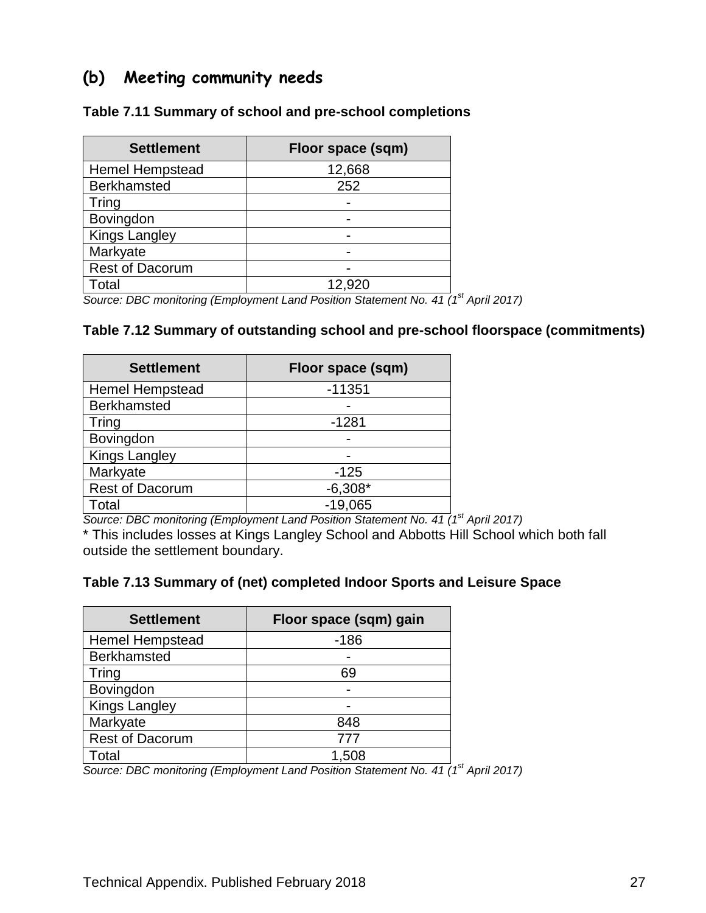## (b) Meeting community needs

**Table 7.11 Summary of school and pre-school completions**

| Settlement | Floor space (sqm) |
|---|---|
| Hemel Hempstead | 12,668 |
| Berkhamsted | 252 |
| Tring | - |
| Bovingdon | - |
| Kings Langley | - |
| Markyate | - |
| Rest of Dacorum | - |
| Total | 12,920 |

*Source: DBC monitoring (Employment Land Position Statement No. 41 (1st April 2017)*

**Table 7.12 Summary of outstanding school and pre-school floorspace (commitments)**

| Settlement | Floor space (sqm) |
|---|---|
| Hemel Hempstead | -11351 |
| Berkhamsted | - |
| Tring | -1281 |
| Bovingdon | - |
| Kings Langley | - |
| Markyate | -125 |
| Rest of Dacorum | -6,308* |
| Total | -19,065 |

*Source: DBC monitoring (Employment Land Position Statement No. 41 (1st April 2017)*

* This includes losses at Kings Langley School and Abbotts Hill School which both fall outside the settlement boundary.

**Table 7.13 Summary of (net) completed Indoor Sports and Leisure Space**

| Settlement | Floor space (sqm) gain |
|---|---|
| Hemel Hempstead | -186 |
| Berkhamsted | - |
| Tring | 69 |
| Bovingdon | - |
| Kings Langley | - |
| Markyate | 848 |
| Rest of Dacorum | 777 |
| Total | 1,508 |

*Source: DBC monitoring (Employment Land Position Statement No. 41 (1st April 2017)*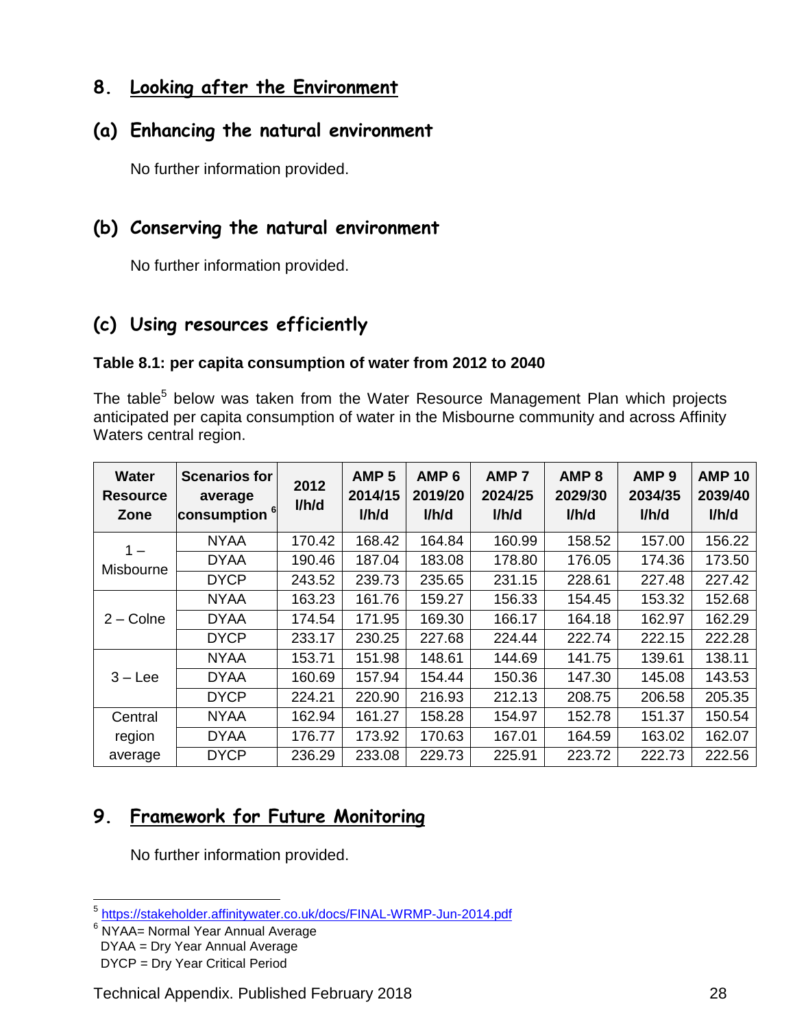## 8. Looking after the Environment

### (a) Enhancing the natural environment

No further information provided.

### (b) Conserving the natural environment

No further information provided.

### (c) Using resources efficiently

**Table 8.1: per capita consumption of water from 2012 to 2040**

The table[5] below was taken from the Water Resource Management Plan which projects anticipated per capita consumption of water in the Misbourne community and across Affinity Waters central region.

| Water Resource Zone | Scenarios for average consumption [6] | 2012 l/h/d | AMP 5 2014/15 l/h/d | AMP 6 2019/20 l/h/d | AMP 7 2024/25 l/h/d | AMP 8 2029/30 l/h/d | AMP 9 2034/35 l/h/d | AMP 10 2039/40 l/h/d |
|---|---|---|---|---|---|---|---|---|
| 1 – Misbourne | NYAA | 170.42 | 168.42 | 164.84 | 160.99 | 158.52 | 157.00 | 156.22 |
| | DYAA | 190.46 | 187.04 | 183.08 | 178.80 | 176.05 | 174.36 | 173.50 |
| | DYCP | 243.52 | 239.73 | 235.65 | 231.15 | 228.61 | 227.48 | 227.42 |
| 2 – Colne | NYAA | 163.23 | 161.76 | 159.27 | 156.33 | 154.45 | 153.32 | 152.68 |
| | DYAA | 174.54 | 171.95 | 169.30 | 166.17 | 164.18 | 162.97 | 162.29 |
| | DYCP | 233.17 | 230.25 | 227.68 | 224.44 | 222.74 | 222.15 | 222.28 |
| 3 – Lee | NYAA | 153.71 | 151.98 | 148.61 | 144.69 | 141.75 | 139.61 | 138.11 |
| | DYAA | 160.69 | 157.94 | 154.44 | 150.36 | 147.30 | 145.08 | 143.53 |
| | DYCP | 224.21 | 220.90 | 216.93 | 212.13 | 208.75 | 206.58 | 205.35 |
| Central region average | NYAA | 162.94 | 161.27 | 158.28 | 154.97 | 152.78 | 151.37 | 150.54 |
| | DYAA | 176.77 | 173.92 | 170.63 | 167.01 | 164.59 | 163.02 | 162.07 |
| | DYCP | 236.29 | 233.08 | 229.73 | 225.91 | 223.72 | 222.73 | 222.56 |

## 9. Framework for Future Monitoring

No further information provided.

---

[5] https://stakeholder.affinitywater.co.uk/docs/FINAL-WRMP-Jun-2014.pdf

[6] NYAA= Normal Year Annual Average
DYAA = Dry Year Annual Average
DYCP = Dry Year Critical Period

Technical Appendix. Published February 2018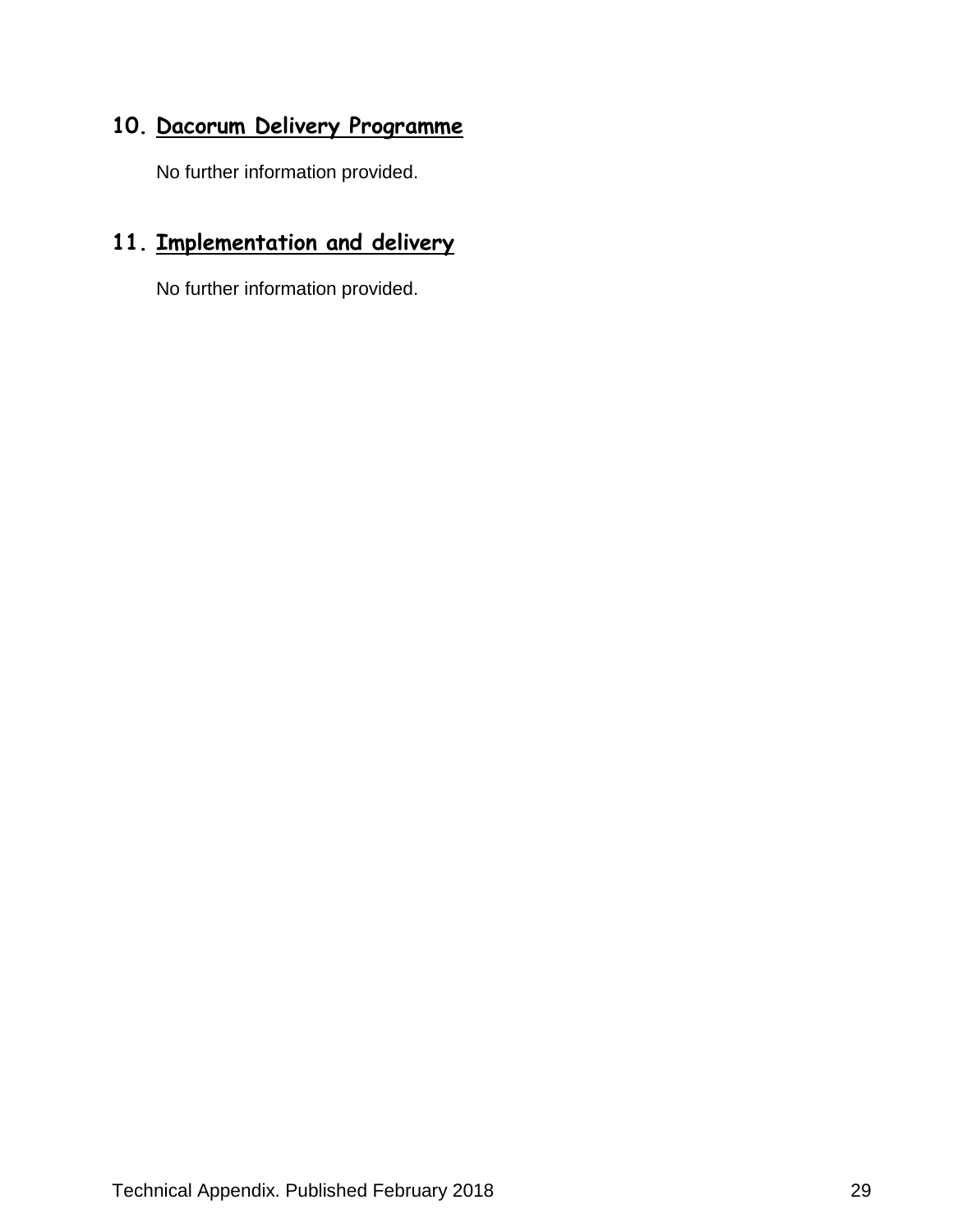## 10. Dacorum Delivery Programme

No further information provided.

## 11. Implementation and delivery

No further information provided.